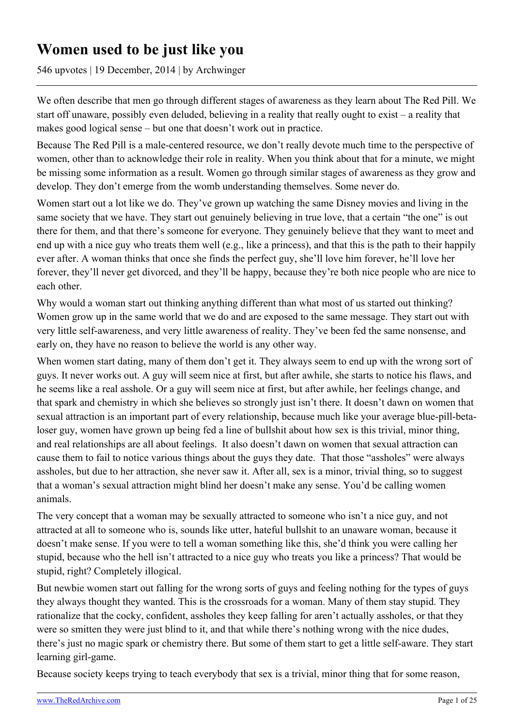# Women used to be just like you

546 upvotes | 19 December, 2014 | by Archwinger

We often describe that men go through different stages of awareness as they learn about The Red Pill. We start off unaware, possibly even deluded, believing in a reality that really ought to exist – a reality that makes good logical sense – but one that doesn't work out in practice.

Because The Red Pill is a male-centered resource, we don't really devote much time to the perspective of women, other than to acknowledge their role in reality. When you think about that for a minute, we might be missing some information as a result. Women go through similar stages of awareness as they grow and develop. They don't emerge from the womb understanding themselves. Some never do.

Women start out a lot like we do. They've grown up watching the same Disney movies and living in the same society that we have. They start out genuinely believing in true love, that a certain "the one" is out there for them, and that there's someone for everyone. They genuinely believe that they want to meet and end up with a nice guy who treats them well (e.g., like a princess), and that this is the path to their happily ever after. A woman thinks that once she finds the perfect guy, she'll love him forever, he'll love her forever, they'll never get divorced, and they'll be happy, because they're both nice people who are nice to each other.

Why would a woman start out thinking anything different than what most of us started out thinking? Women grow up in the same world that we do and are exposed to the same message. They start out with very little self-awareness, and very little awareness of reality. They've been fed the same nonsense, and early on, they have no reason to believe the world is any other way.

When women start dating, many of them don't get it. They always seem to end up with the wrong sort of guys. It never works out. A guy will seem nice at first, but after awhile, she starts to notice his flaws, and he seems like a real asshole. Or a guy will seem nice at first, but after awhile, her feelings change, and that spark and chemistry in which she believes so strongly just isn't there. It doesn't dawn on women that sexual attraction is an important part of every relationship, because much like your average blue-pill-beta-loser guy, women have grown up being fed a line of bullshit about how sex is this trivial, minor thing, and real relationships are all about feelings. It also doesn't dawn on women that sexual attraction can cause them to fail to notice various things about the guys they date. That those "assholes" were always assholes, but due to her attraction, she never saw it. After all, sex is a minor, trivial thing, so to suggest that a woman's sexual attraction might blind her doesn't make any sense. You'd be calling women animals.

The very concept that a woman may be sexually attracted to someone who isn't a nice guy, and not attracted at all to someone who is, sounds like utter, hateful bullshit to an unaware woman, because it doesn't make sense. If you were to tell a woman something like this, she'd think you were calling her stupid, because who the hell isn't attracted to a nice guy who treats you like a princess? That would be stupid, right? Completely illogical.

But newbie women start out falling for the wrong sorts of guys and feeling nothing for the types of guys they always thought they wanted. This is the crossroads for a woman. Many of them stay stupid. They rationalize that the cocky, confident, assholes they keep falling for aren't actually assholes, or that they were so smitten they were just blind to it, and that while there's nothing wrong with the nice dudes, there's just no magic spark or chemistry there. But some of them start to get a little self-aware. They start learning girl-game.

Because society keeps trying to teach everybody that sex is a trivial, minor thing that for some reason,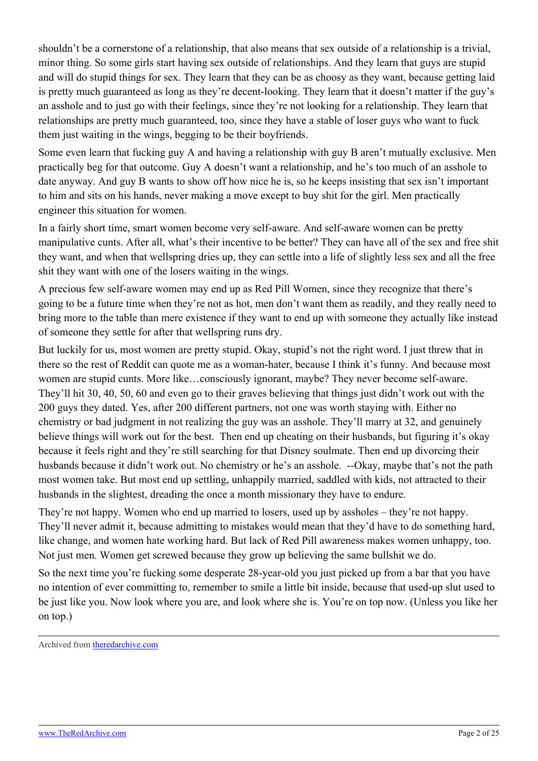shouldn't be a cornerstone of a relationship, that also means that sex outside of a relationship is a trivial, minor thing. So some girls start having sex outside of relationships. And they learn that guys are stupid and will do stupid things for sex. They learn that they can be as choosy as they want, because getting laid is pretty much guaranteed as long as they're decent-looking. They learn that it doesn't matter if the guy's an asshole and to just go with their feelings, since they're not looking for a relationship. They learn that relationships are pretty much guaranteed, too, since they have a stable of loser guys who want to fuck them just waiting in the wings, begging to be their boyfriends.

Some even learn that fucking guy A and having a relationship with guy B aren't mutually exclusive. Men practically beg for that outcome. Guy A doesn't want a relationship, and he's too much of an asshole to date anyway. And guy B wants to show off how nice he is, so he keeps insisting that sex isn't important to him and sits on his hands, never making a move except to buy shit for the girl. Men practically engineer this situation for women.

In a fairly short time, smart women become very self-aware. And self-aware women can be pretty manipulative cunts. After all, what's their incentive to be better? They can have all of the sex and free shit they want, and when that wellspring dries up, they can settle into a life of slightly less sex and all the free shit they want with one of the losers waiting in the wings.

A precious few self-aware women may end up as Red Pill Women, since they recognize that there's going to be a future time when they're not as hot, men don't want them as readily, and they really need to bring more to the table than mere existence if they want to end up with someone they actually like instead of someone they settle for after that wellspring runs dry.

But luckily for us, most women are pretty stupid. Okay, stupid's not the right word. I just threw that in there so the rest of Reddit can quote me as a woman-hater, because I think it's funny. And because most women are stupid cunts. More like…consciously ignorant, maybe? They never become self-aware. They'll hit 30, 40, 50, 60 and even go to their graves believing that things just didn't work out with the 200 guys they dated. Yes, after 200 different partners, not one was worth staying with. Either no chemistry or bad judgment in not realizing the guy was an asshole. They'll marry at 32, and genuinely believe things will work out for the best. Then end up cheating on their husbands, but figuring it's okay because it feels right and they're still searching for that Disney soulmate. Then end up divorcing their husbands because it didn't work out. No chemistry or he's an asshole. --Okay, maybe that's not the path most women take. But most end up settling, unhappily married, saddled with kids, not attracted to their husbands in the slightest, dreading the once a month missionary they have to endure.

They're not happy. Women who end up married to losers, used up by assholes – they're not happy. They'll never admit it, because admitting to mistakes would mean that they'd have to do something hard, like change, and women hate working hard. But lack of Red Pill awareness makes women unhappy, too. Not just men. Women get screwed because they grow up believing the same bullshit we do.

So the next time you're fucking some desperate 28-year-old you just picked up from a bar that you have no intention of ever committing to, remember to smile a little bit inside, because that used-up slut used to be just like you. Now look where you are, and look where she is. You're on top now. (Unless you like her on top.)

---

Archived from [theredarchive.com](theredarchive.com)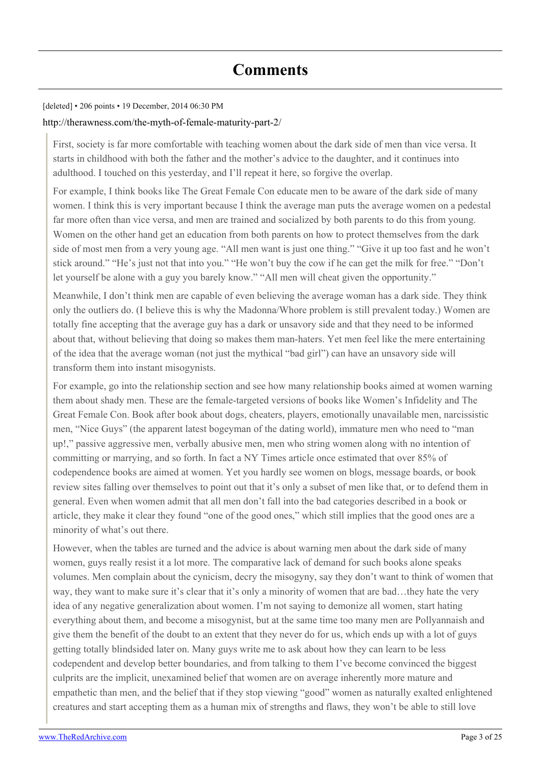# Comments

[deleted] • 206 points • 19 December, 2014 06:30 PM

http://therawness.com/the-myth-of-female-maturity-part-2/

> First, society is far more comfortable with teaching women about the dark side of men than vice versa. It starts in childhood with both the father and the mother's advice to the daughter, and it continues into adulthood. I touched on this yesterday, and I'll repeat it here, so forgive the overlap.
>
> For example, I think books like The Great Female Con educate men to be aware of the dark side of many women. I think this is very important because I think the average man puts the average women on a pedestal far more often than vice versa, and men are trained and socialized by both parents to do this from young. Women on the other hand get an education from both parents on how to protect themselves from the dark side of most men from a very young age. "All men want is just one thing." "Give it up too fast and he won't stick around." "He's just not that into you." "He won't buy the cow if he can get the milk for free." "Don't let yourself be alone with a guy you barely know." "All men will cheat given the opportunity."
>
> Meanwhile, I don't think men are capable of even believing the average woman has a dark side. They think only the outliers do. (I believe this is why the Madonna/Whore problem is still prevalent today.) Women are totally fine accepting that the average guy has a dark or unsavory side and that they need to be informed about that, without believing that doing so makes them man-haters. Yet men feel like the mere entertaining of the idea that the average woman (not just the mythical "bad girl") can have an unsavory side will transform them into instant misogynists.
>
> For example, go into the relationship section and see how many relationship books aimed at women warning them about shady men. These are the female-targeted versions of books like Women's Infidelity and The Great Female Con. Book after book about dogs, cheaters, players, emotionally unavailable men, narcissistic men, "Nice Guys" (the apparent latest bogeyman of the dating world), immature men who need to "man up!," passive aggressive men, verbally abusive men, men who string women along with no intention of committing or marrying, and so forth. In fact a NY Times article once estimated that over 85% of codependence books are aimed at women. Yet you hardly see women on blogs, message boards, or book review sites falling over themselves to point out that it's only a subset of men like that, or to defend them in general. Even when women admit that all men don't fall into the bad categories described in a book or article, they make it clear they found "one of the good ones," which still implies that the good ones are a minority of what's out there.
>
> However, when the tables are turned and the advice is about warning men about the dark side of many women, guys really resist it a lot more. The comparative lack of demand for such books alone speaks volumes. Men complain about the cynicism, decry the misogyny, say they don't want to think of women that way, they want to make sure it's clear that it's only a minority of women that are bad…they hate the very idea of any negative generalization about women. I'm not saying to demonize all women, start hating everything about them, and become a misogynist, but at the same time too many men are Pollyannaish and give them the benefit of the doubt to an extent that they never do for us, which ends up with a lot of guys getting totally blindsided later on. Many guys write me to ask about how they can learn to be less codependent and develop better boundaries, and from talking to them I've become convinced the biggest culprits are the implicit, unexamined belief that women are on average inherently more mature and empathetic than men, and the belief that if they stop viewing "good" women as naturally exalted enlightened creatures and start accepting them as a human mix of strengths and flaws, they won't be able to still love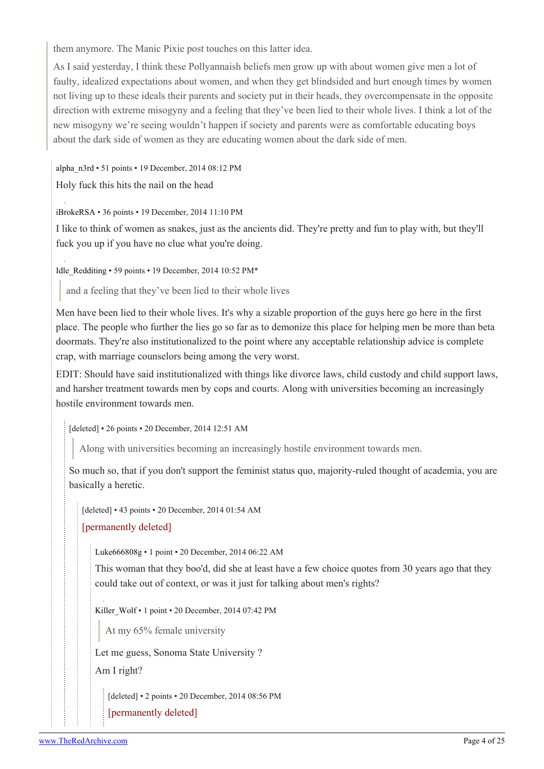> them anymore. The Manic Pixie post touches on this latter idea.
>
> As I said yesterday, I think these Pollyannaish beliefs men grow up with about women give men a lot of faulty, idealized expectations about women, and when they get blindsided and hurt enough times by women not living up to these ideals their parents and society put in their heads, they overcompensate in the opposite direction with extreme misogyny and a feeling that they've been lied to their whole lives. I think a lot of the new misogyny we're seeing wouldn't happen if society and parents were as comfortable educating boys about the dark side of women as they are educating women about the dark side of men.

alpha_n3rd • 51 points • 19 December, 2014 08:12 PM

Holy fuck this hits the nail on the head

iBrokeRSA • 36 points • 19 December, 2014 11:10 PM

I like to think of women as snakes, just as the ancients did. They're pretty and fun to play with, but they'll fuck you up if you have no clue what you're doing.

Idle_Redditing • 59 points • 19 December, 2014 10:52 PM*

> and a feeling that they've been lied to their whole lives

Men have been lied to their whole lives. It's why a sizable proportion of the guys here go here in the first place. The people who further the lies go so far as to demonize this place for helping men be more than beta doormats. They're also institutionalized to the point where any acceptable relationship advice is complete crap, with marriage counselors being among the very worst.

EDIT: Should have said institutionalized with things like divorce laws, child custody and child support laws, and harsher treatment towards men by cops and courts. Along with universities becoming an increasingly hostile environment towards men.

[deleted] • 26 points • 20 December, 2014 12:51 AM

> Along with universities becoming an increasingly hostile environment towards men.

So much so, that if you don't support the feminist status quo, majority-ruled thought of academia, you are basically a heretic.

[deleted] • 43 points • 20 December, 2014 01:54 AM

[permanently deleted]

Luke666808g • 1 point • 20 December, 2014 06:22 AM

This woman that they boo'd, did she at least have a few choice quotes from 30 years ago that they could take out of context, or was it just for talking about men's rights?

Killer_Wolf • 1 point • 20 December, 2014 07:42 PM

> At my 65% female university

Let me guess, Sonoma State University ?

Am I right?

[deleted] • 2 points • 20 December, 2014 08:56 PM

[permanently deleted]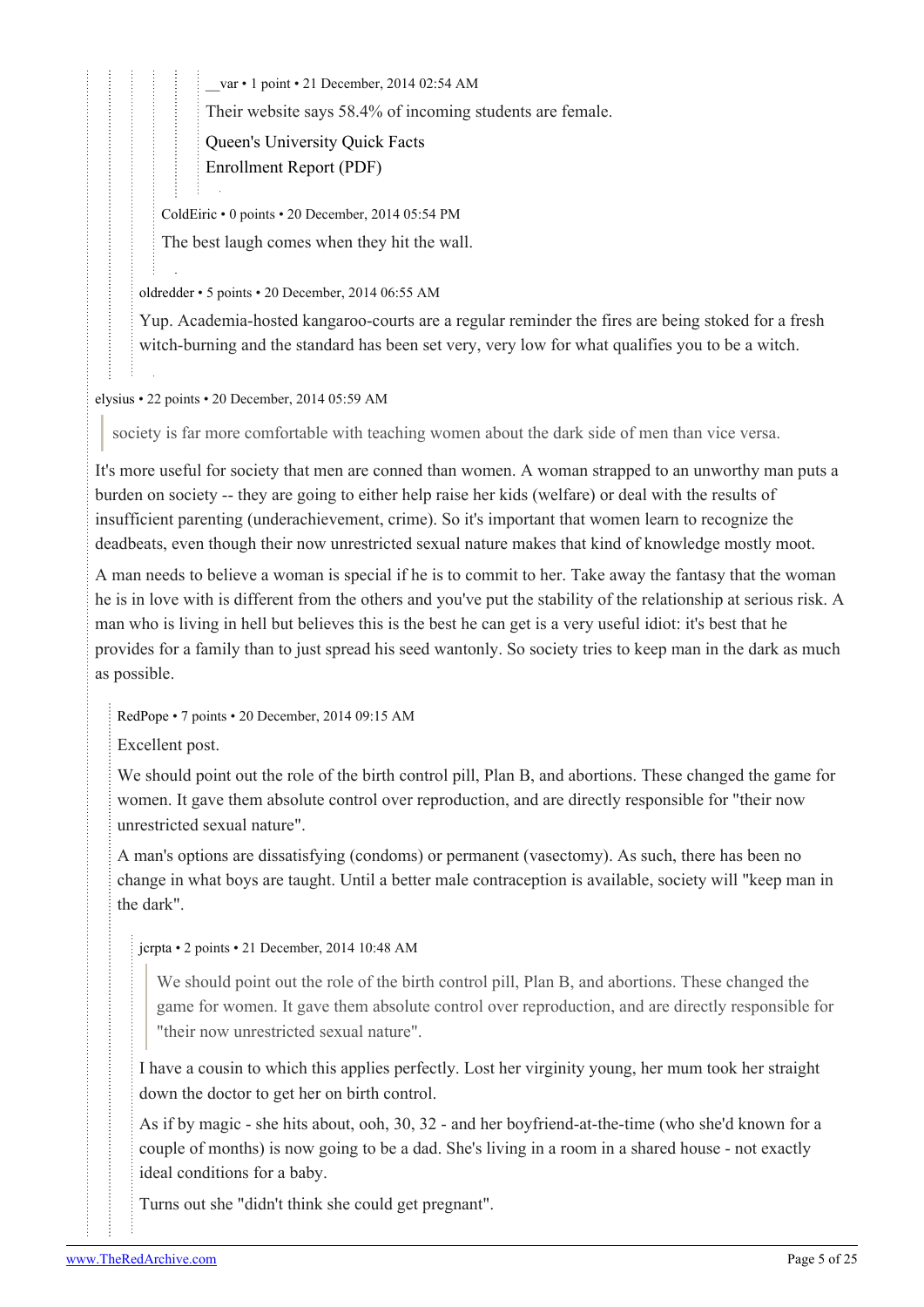__var • 1 point • 21 December, 2014 02:54 AM

Their website says 58.4% of incoming students are female.

Queen's University Quick Facts
Enrollment Report (PDF)

ColdEiric • 0 points • 20 December, 2014 05:54 PM

The best laugh comes when they hit the wall.

oldredder • 5 points • 20 December, 2014 06:55 AM

Yup. Academia-hosted kangaroo-courts are a regular reminder the fires are being stoked for a fresh witch-burning and the standard has been set very, very low for what qualifies you to be a witch.

elysius • 22 points • 20 December, 2014 05:59 AM

> society is far more comfortable with teaching women about the dark side of men than vice versa.

It's more useful for society that men are conned than women. A woman strapped to an unworthy man puts a burden on society -- they are going to either help raise her kids (welfare) or deal with the results of insufficient parenting (underachievement, crime). So it's important that women learn to recognize the deadbeats, even though their now unrestricted sexual nature makes that kind of knowledge mostly moot.

A man needs to believe a woman is special if he is to commit to her. Take away the fantasy that the woman he is in love with is different from the others and you've put the stability of the relationship at serious risk. A man who is living in hell but believes this is the best he can get is a very useful idiot: it's best that he provides for a family than to just spread his seed wantonly. So society tries to keep man in the dark as much as possible.

RedPope • 7 points • 20 December, 2014 09:15 AM

Excellent post.

We should point out the role of the birth control pill, Plan B, and abortions. These changed the game for women. It gave them absolute control over reproduction, and are directly responsible for "their now unrestricted sexual nature".

A man's options are dissatisfying (condoms) or permanent (vasectomy). As such, there has been no change in what boys are taught. Until a better male contraception is available, society will "keep man in the dark".

jcrpta • 2 points • 21 December, 2014 10:48 AM

> We should point out the role of the birth control pill, Plan B, and abortions. These changed the game for women. It gave them absolute control over reproduction, and are directly responsible for "their now unrestricted sexual nature".

I have a cousin to which this applies perfectly. Lost her virginity young, her mum took her straight down the doctor to get her on birth control.

As if by magic - she hits about, ooh, 30, 32 - and her boyfriend-at-the-time (who she'd known for a couple of months) is now going to be a dad. She's living in a room in a shared house - not exactly ideal conditions for a baby.

Turns out she "didn't think she could get pregnant".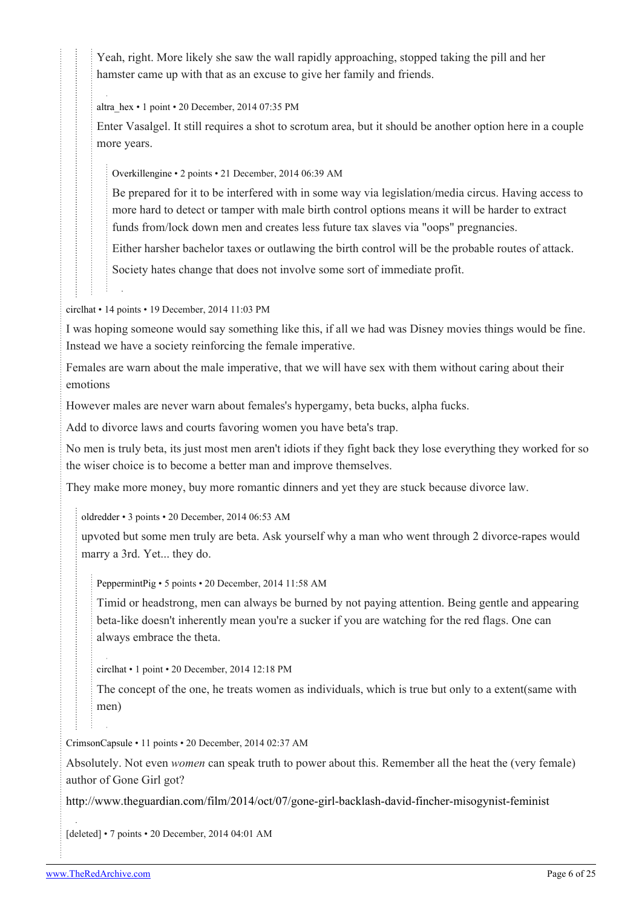Yeah, right. More likely she saw the wall rapidly approaching, stopped taking the pill and her hamster came up with that as an excuse to give her family and friends.

altra_hex • 1 point • 20 December, 2014 07:35 PM

Enter Vasalgel. It still requires a shot to scrotum area, but it should be another option here in a couple more years.

Overkillengine • 2 points • 21 December, 2014 06:39 AM

Be prepared for it to be interfered with in some way via legislation/media circus. Having access to more hard to detect or tamper with male birth control options means it will be harder to extract funds from/lock down men and creates less future tax slaves via "oops" pregnancies.

Either harsher bachelor taxes or outlawing the birth control will be the probable routes of attack.

Society hates change that does not involve some sort of immediate profit.

circlhat • 14 points • 19 December, 2014 11:03 PM

I was hoping someone would say something like this, if all we had was Disney movies things would be fine. Instead we have a society reinforcing the female imperative.

Females are warn about the male imperative, that we will have sex with them without caring about their emotions

However males are never warn about females's hypergamy, beta bucks, alpha fucks.

Add to divorce laws and courts favoring women you have beta's trap.

No men is truly beta, its just most men aren't idiots if they fight back they lose everything they worked for so the wiser choice is to become a better man and improve themselves.

They make more money, buy more romantic dinners and yet they are stuck because divorce law.

oldredder • 3 points • 20 December, 2014 06:53 AM

upvoted but some men truly are beta. Ask yourself why a man who went through 2 divorce-rapes would marry a 3rd. Yet... they do.

PeppermintPig • 5 points • 20 December, 2014 11:58 AM

Timid or headstrong, men can always be burned by not paying attention. Being gentle and appearing beta-like doesn't inherently mean you're a sucker if you are watching for the red flags. One can always embrace the theta.

circlhat • 1 point • 20 December, 2014 12:18 PM

The concept of the one, he treats women as individuals, which is true but only to a extent(same with men)

CrimsonCapsule • 11 points • 20 December, 2014 02:37 AM

Absolutely. Not even *women* can speak truth to power about this. Remember all the heat the (very female) author of Gone Girl got?

http://www.theguardian.com/film/2014/oct/07/gone-girl-backlash-david-fincher-misogynist-feminist

[deleted] • 7 points • 20 December, 2014 04:01 AM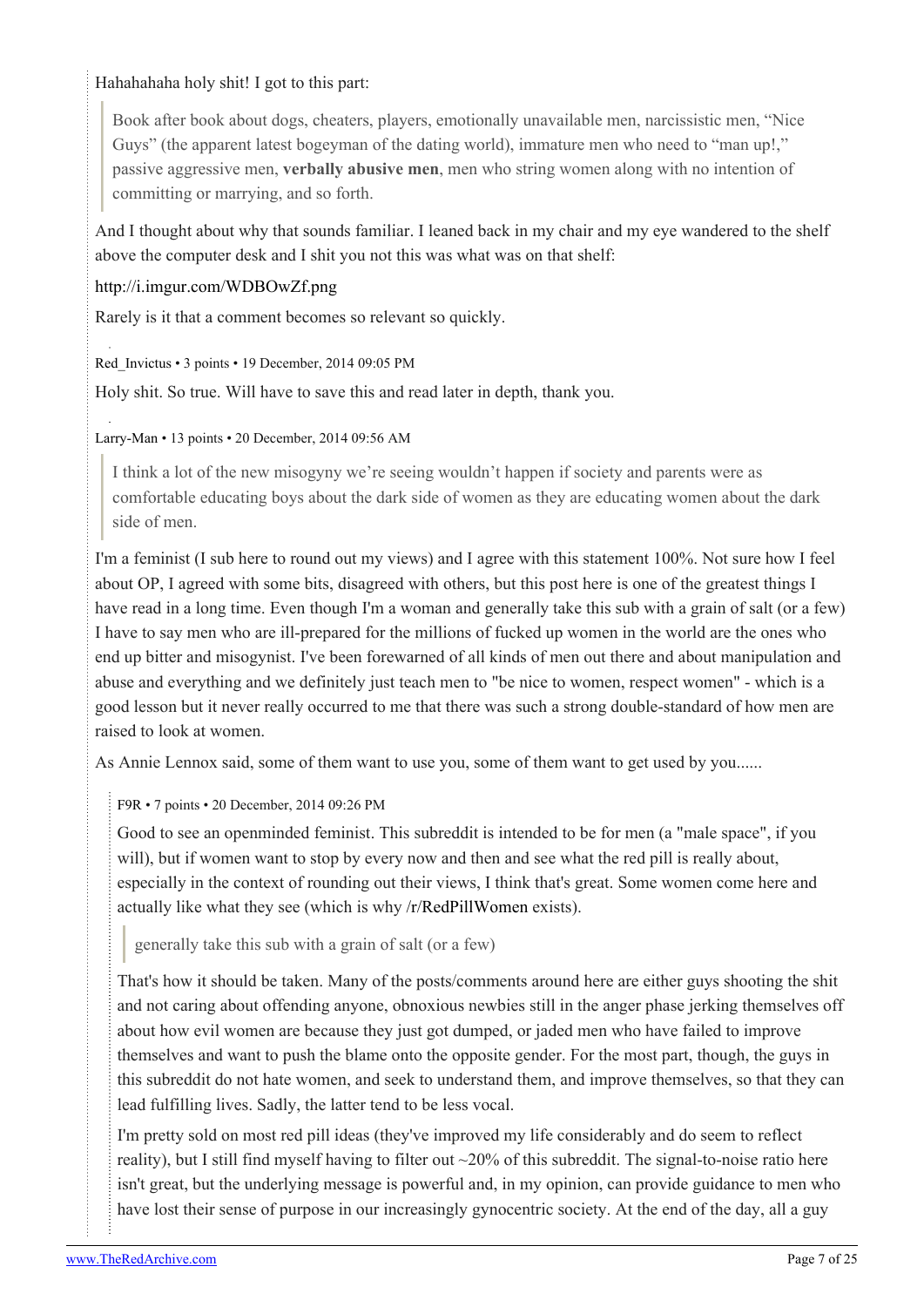Hahahahaha holy shit! I got to this part:

> Book after book about dogs, cheaters, players, emotionally unavailable men, narcissistic men, "Nice Guys" (the apparent latest bogeyman of the dating world), immature men who need to "man up!," passive aggressive men, **verbally abusive men**, men who string women along with no intention of committing or marrying, and so forth.

And I thought about why that sounds familiar. I leaned back in my chair and my eye wandered to the shelf above the computer desk and I shit you not this was what was on that shelf:

http://i.imgur.com/WDBOwZf.png

Rarely is it that a comment becomes so relevant so quickly.

Red_Invictus • 3 points • 19 December, 2014 09:05 PM

Holy shit. So true. Will have to save this and read later in depth, thank you.

Larry-Man • 13 points • 20 December, 2014 09:56 AM

> I think a lot of the new misogyny we're seeing wouldn't happen if society and parents were as comfortable educating boys about the dark side of women as they are educating women about the dark side of men.

I'm a feminist (I sub here to round out my views) and I agree with this statement 100%. Not sure how I feel about OP, I agreed with some bits, disagreed with others, but this post here is one of the greatest things I have read in a long time. Even though I'm a woman and generally take this sub with a grain of salt (or a few) I have to say men who are ill-prepared for the millions of fucked up women in the world are the ones who end up bitter and misogynist. I've been forewarned of all kinds of men out there and about manipulation and abuse and everything and we definitely just teach men to "be nice to women, respect women" - which is a good lesson but it never really occurred to me that there was such a strong double-standard of how men are raised to look at women.

As Annie Lennox said, some of them want to use you, some of them want to get used by you......

F9R • 7 points • 20 December, 2014 09:26 PM

Good to see an openminded feminist. This subreddit is intended to be for men (a "male space", if you will), but if women want to stop by every now and then and see what the red pill is really about, especially in the context of rounding out their views, I think that's great. Some women come here and actually like what they see (which is why /r/RedPillWomen exists).

> generally take this sub with a grain of salt (or a few)

That's how it should be taken. Many of the posts/comments around here are either guys shooting the shit and not caring about offending anyone, obnoxious newbies still in the anger phase jerking themselves off about how evil women are because they just got dumped, or jaded men who have failed to improve themselves and want to push the blame onto the opposite gender. For the most part, though, the guys in this subreddit do not hate women, and seek to understand them, and improve themselves, so that they can lead fulfilling lives. Sadly, the latter tend to be less vocal.

I'm pretty sold on most red pill ideas (they've improved my life considerably and do seem to reflect reality), but I still find myself having to filter out ~20% of this subreddit. The signal-to-noise ratio here isn't great, but the underlying message is powerful and, in my opinion, can provide guidance to men who have lost their sense of purpose in our increasingly gynocentric society. At the end of the day, all a guy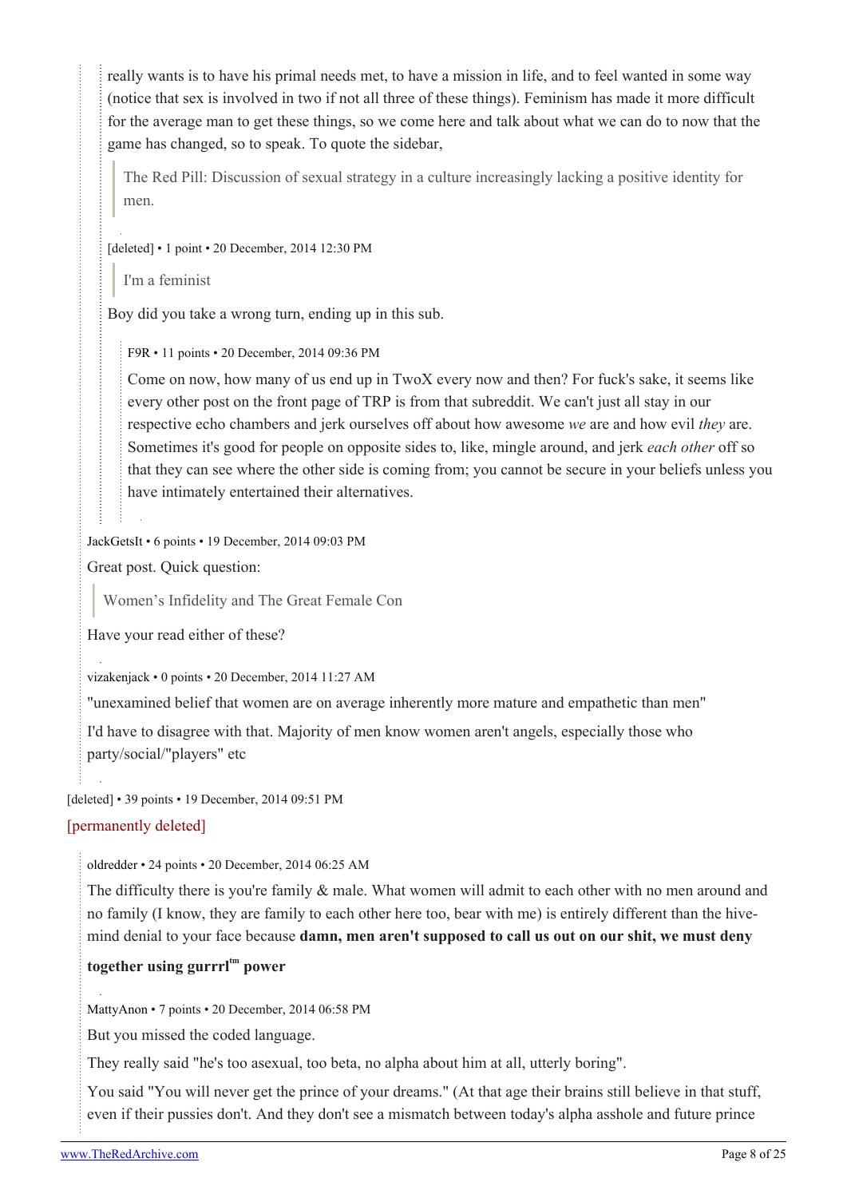really wants is to have his primal needs met, to have a mission in life, and to feel wanted in some way (notice that sex is involved in two if not all three of these things). Feminism has made it more difficult for the average man to get these things, so we come here and talk about what we can do to now that the game has changed, so to speak. To quote the sidebar,

> The Red Pill: Discussion of sexual strategy in a culture increasingly lacking a positive identity for men.

[deleted] • 1 point • 20 December, 2014 12:30 PM

> I'm a feminist

Boy did you take a wrong turn, ending up in this sub.

F9R • 11 points • 20 December, 2014 09:36 PM

Come on now, how many of us end up in TwoX every now and then? For fuck's sake, it seems like every other post on the front page of TRP is from that subreddit. We can't just all stay in our respective echo chambers and jerk ourselves off about how awesome *we* are and how evil *they* are. Sometimes it's good for people on opposite sides to, like, mingle around, and jerk *each other* off so that they can see where the other side is coming from; you cannot be secure in your beliefs unless you have intimately entertained their alternatives.

JackGetsIt • 6 points • 19 December, 2014 09:03 PM

Great post. Quick question:

> Women's Infidelity and The Great Female Con

Have your read either of these?

vizakenjack • 0 points • 20 December, 2014 11:27 AM

"unexamined belief that women are on average inherently more mature and empathetic than men"

I'd have to disagree with that. Majority of men know women aren't angels, especially those who party/social/"players" etc

[deleted] • 39 points • 19 December, 2014 09:51 PM

[permanently deleted]

oldredder • 24 points • 20 December, 2014 06:25 AM

The difficulty there is you're family & male. What women will admit to each other with no men around and no family (I know, they are family to each other here too, bear with me) is entirely different than the hive-mind denial to your face because **damn, men aren't supposed to call us out on our shit, we must deny together using gurrrl™ power**

MattyAnon • 7 points • 20 December, 2014 06:58 PM

But you missed the coded language.

They really said "he's too asexual, too beta, no alpha about him at all, utterly boring".

You said "You will never get the prince of your dreams." (At that age their brains still believe in that stuff, even if their pussies don't. And they don't see a mismatch between today's alpha asshole and future prince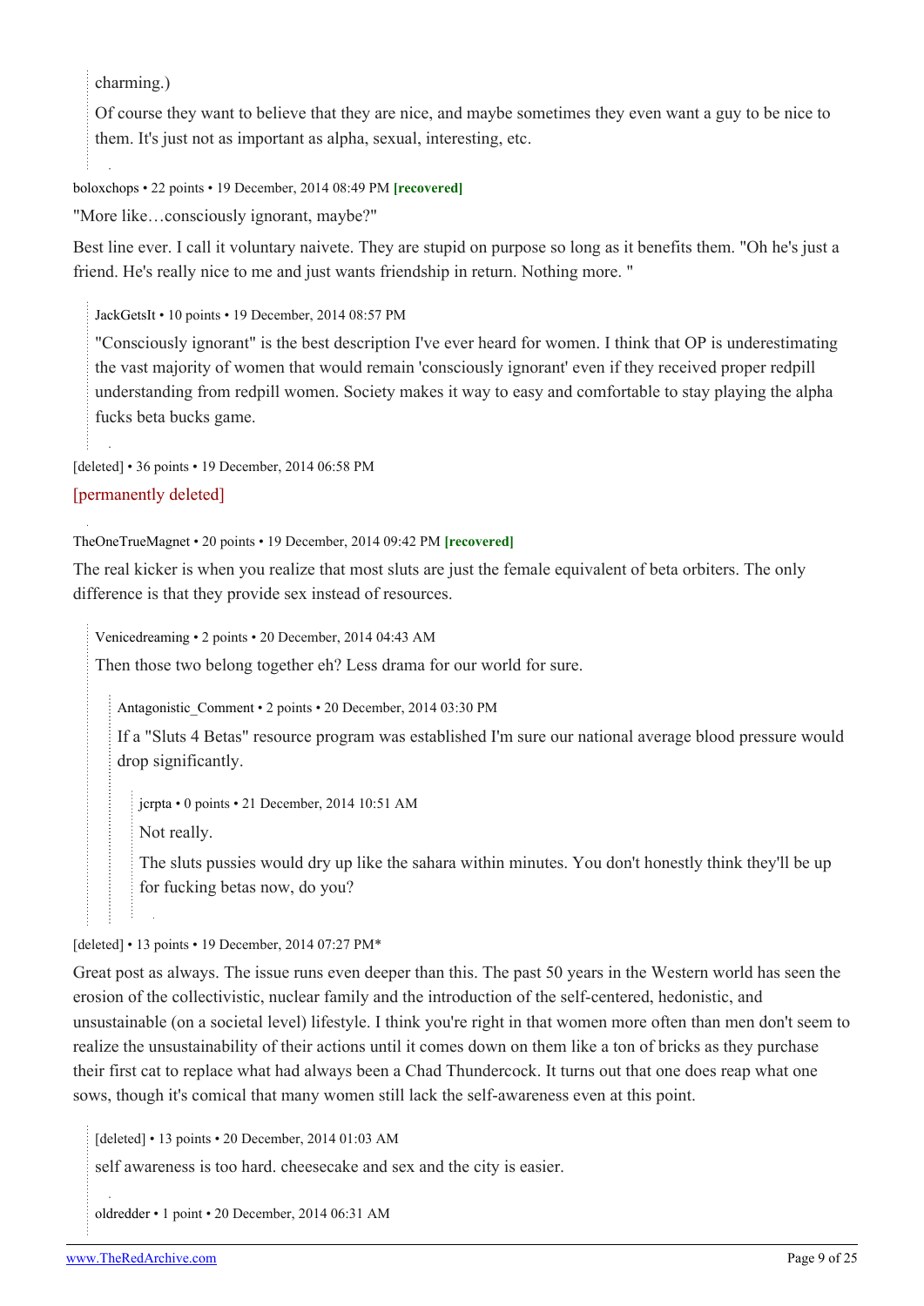> charming.)
>
> Of course they want to believe that they are nice, and maybe sometimes they even want a guy to be nice to them. It's just not as important as alpha, sexual, interesting, etc.

boloxchops • 22 points • 19 December, 2014 08:49 PM **[recovered]**

"More like…consciously ignorant, maybe?"

Best line ever. I call it voluntary naivete. They are stupid on purpose so long as it benefits them. "Oh he's just a friend. He's really nice to me and just wants friendship in return. Nothing more. "

> JackGetsIt • 10 points • 19 December, 2014 08:57 PM
>
> "Consciously ignorant" is the best description I've ever heard for women. I think that OP is underestimating the vast majority of women that would remain 'consciously ignorant' even if they received proper redpill understanding from redpill women. Society makes it way to easy and comfortable to stay playing the alpha fucks beta bucks game.

[deleted] • 36 points • 19 December, 2014 06:58 PM

[permanently deleted]

TheOneTrueMagnet • 20 points • 19 December, 2014 09:42 PM **[recovered]**

The real kicker is when you realize that most sluts are just the female equivalent of beta orbiters. The only difference is that they provide sex instead of resources.

> Venicedreaming • 2 points • 20 December, 2014 04:43 AM
>
> Then those two belong together eh? Less drama for our world for sure.
>
> > Antagonistic_Comment • 2 points • 20 December, 2014 03:30 PM
> >
> > If a "Sluts 4 Betas" resource program was established I'm sure our national average blood pressure would drop significantly.
> >
> > > jcrpta • 0 points • 21 December, 2014 10:51 AM
> > >
> > > Not really.
> > >
> > > The sluts pussies would dry up like the sahara within minutes. You don't honestly think they'll be up for fucking betas now, do you?

[deleted] • 13 points • 19 December, 2014 07:27 PM*

Great post as always. The issue runs even deeper than this. The past 50 years in the Western world has seen the erosion of the collectivistic, nuclear family and the introduction of the self-centered, hedonistic, and unsustainable (on a societal level) lifestyle. I think you're right in that women more often than men don't seem to realize the unsustainability of their actions until it comes down on them like a ton of bricks as they purchase their first cat to replace what had always been a Chad Thundercock. It turns out that one does reap what one sows, though it's comical that many women still lack the self-awareness even at this point.

> [deleted] • 13 points • 20 December, 2014 01:03 AM
>
> self awareness is too hard. cheesecake and sex and the city is easier.
>
> oldredder • 1 point • 20 December, 2014 06:31 AM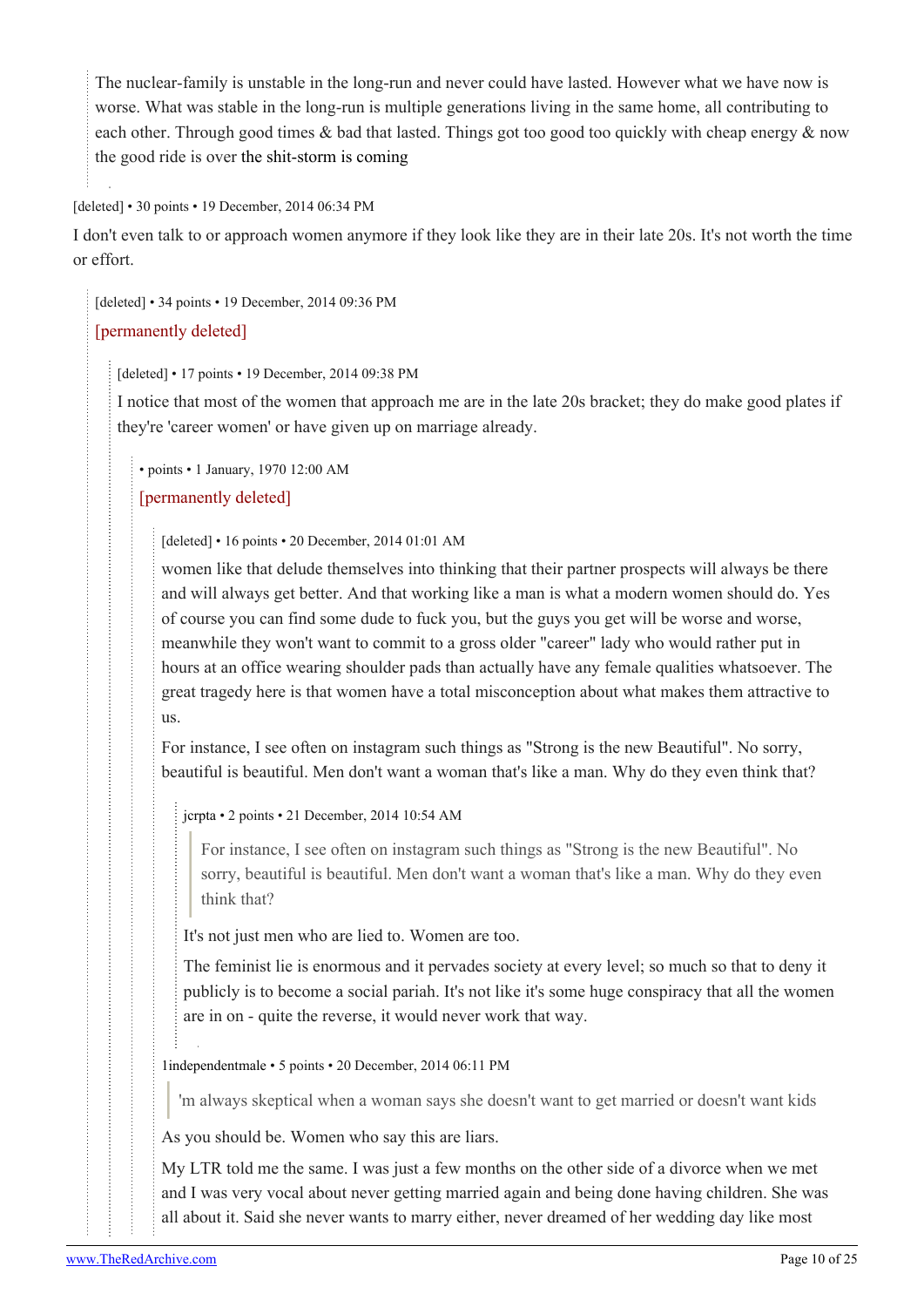The nuclear-family is unstable in the long-run and never could have lasted. However what we have now is worse. What was stable in the long-run is multiple generations living in the same home, all contributing to each other. Through good times & bad that lasted. Things got too good too quickly with cheap energy & now the good ride is over the shit-storm is coming

[deleted] • 30 points • 19 December, 2014 06:34 PM

I don't even talk to or approach women anymore if they look like they are in their late 20s. It's not worth the time or effort.

[deleted] • 34 points • 19 December, 2014 09:36 PM

[permanently deleted]

[deleted] • 17 points • 19 December, 2014 09:38 PM

I notice that most of the women that approach me are in the late 20s bracket; they do make good plates if they're 'career women' or have given up on marriage already.

• points • 1 January, 1970 12:00 AM

[permanently deleted]

[deleted] • 16 points • 20 December, 2014 01:01 AM

women like that delude themselves into thinking that their partner prospects will always be there and will always get better. And that working like a man is what a modern women should do. Yes of course you can find some dude to fuck you, but the guys you get will be worse and worse, meanwhile they won't want to commit to a gross older "career" lady who would rather put in hours at an office wearing shoulder pads than actually have any female qualities whatsoever. The great tragedy here is that women have a total misconception about what makes them attractive to us.

For instance, I see often on instagram such things as "Strong is the new Beautiful". No sorry, beautiful is beautiful. Men don't want a woman that's like a man. Why do they even think that?

jcrpta • 2 points • 21 December, 2014 10:54 AM

> For instance, I see often on instagram such things as "Strong is the new Beautiful". No sorry, beautiful is beautiful. Men don't want a woman that's like a man. Why do they even think that?

It's not just men who are lied to. Women are too.

The feminist lie is enormous and it pervades society at every level; so much so that to deny it publicly is to become a social pariah. It's not like it's some huge conspiracy that all the women are in on - quite the reverse, it would never work that way.

1independentmale • 5 points • 20 December, 2014 06:11 PM

> 'm always skeptical when a woman says she doesn't want to get married or doesn't want kids

As you should be. Women who say this are liars.

My LTR told me the same. I was just a few months on the other side of a divorce when we met and I was very vocal about never getting married again and being done having children. She was all about it. Said she never wants to marry either, never dreamed of her wedding day like most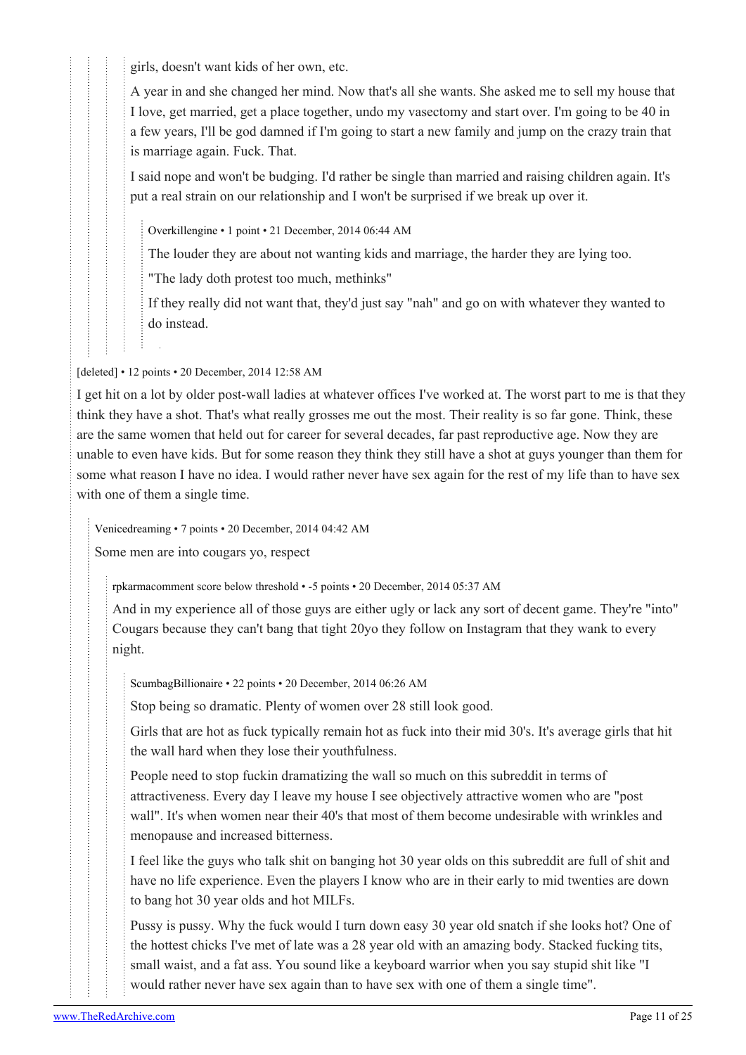girls, doesn't want kids of her own, etc.

A year in and she changed her mind. Now that's all she wants. She asked me to sell my house that I love, get married, get a place together, undo my vasectomy and start over. I'm going to be 40 in a few years, I'll be god damned if I'm going to start a new family and jump on the crazy train that is marriage again. Fuck. That.

I said nope and won't be budging. I'd rather be single than married and raising children again. It's put a real strain on our relationship and I won't be surprised if we break up over it.

> Overkillengine • 1 point • 21 December, 2014 06:44 AM
>
> The louder they are about not wanting kids and marriage, the harder they are lying too.
>
> "The lady doth protest too much, methinks"
>
> If they really did not want that, they'd just say "nah" and go on with whatever they wanted to do instead.

[deleted] • 12 points • 20 December, 2014 12:58 AM

I get hit on a lot by older post-wall ladies at whatever offices I've worked at. The worst part to me is that they think they have a shot. That's what really grosses me out the most. Their reality is so far gone. Think, these are the same women that held out for career for several decades, far past reproductive age. Now they are unable to even have kids. But for some reason they think they still have a shot at guys younger than them for some what reason I have no idea. I would rather never have sex again for the rest of my life than to have sex with one of them a single time.

> Venicedreaming • 7 points • 20 December, 2014 04:42 AM
>
> Some men are into cougars yo, respect
>
> > rpkarmacomment score below threshold • -5 points • 20 December, 2014 05:37 AM
> >
> > And in my experience all of those guys are either ugly or lack any sort of decent game. They're "into" Cougars because they can't bang that tight 20yo they follow on Instagram that they wank to every night.
> >
> > > ScumbagBillionaire • 22 points • 20 December, 2014 06:26 AM
> > >
> > > Stop being so dramatic. Plenty of women over 28 still look good.
> > >
> > > Girls that are hot as fuck typically remain hot as fuck into their mid 30's. It's average girls that hit the wall hard when they lose their youthfulness.
> > >
> > > People need to stop fuckin dramatizing the wall so much on this subreddit in terms of attractiveness. Every day I leave my house I see objectively attractive women who are "post wall". It's when women near their 40's that most of them become undesirable with wrinkles and menopause and increased bitterness.
> > >
> > > I feel like the guys who talk shit on banging hot 30 year olds on this subreddit are full of shit and have no life experience. Even the players I know who are in their early to mid twenties are down to bang hot 30 year olds and hot MILFs.
> > >
> > > Pussy is pussy. Why the fuck would I turn down easy 30 year old snatch if she looks hot? One of the hottest chicks I've met of late was a 28 year old with an amazing body. Stacked fucking tits, small waist, and a fat ass. You sound like a keyboard warrior when you say stupid shit like "I would rather never have sex again than to have sex with one of them a single time".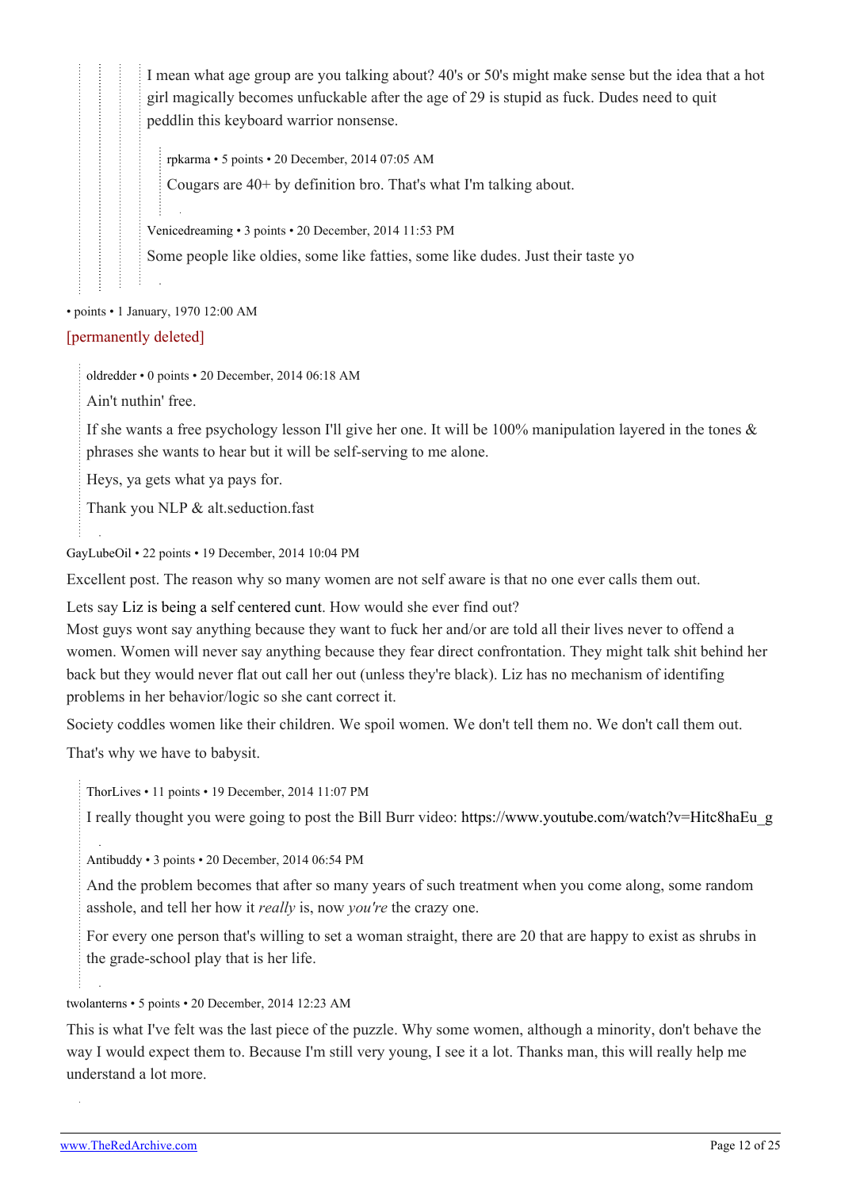I mean what age group are you talking about? 40's or 50's might make sense but the idea that a hot girl magically becomes unfuckable after the age of 29 is stupid as fuck. Dudes need to quit peddlin this keyboard warrior nonsense.

> rpkarma • 5 points • 20 December, 2014 07:05 AM
>
> Cougars are 40+ by definition bro. That's what I'm talking about.

Venicedreaming • 3 points • 20 December, 2014 11:53 PM

Some people like oldies, some like fatties, some like dudes. Just their taste yo

• points • 1 January, 1970 12:00 AM

[permanently deleted]

> oldredder • 0 points • 20 December, 2014 06:18 AM
>
> Ain't nuthin' free.
>
> If she wants a free psychology lesson I'll give her one. It will be 100% manipulation layered in the tones & phrases she wants to hear but it will be self-serving to me alone.
>
> Heys, ya gets what ya pays for.
>
> Thank you NLP & alt.seduction.fast

GayLubeOil • 22 points • 19 December, 2014 10:04 PM

Excellent post. The reason why so many women are not self aware is that no one ever calls them out.

Lets say Liz is being a self centered cunt. How would she ever find out?
Most guys wont say anything because they want to fuck her and/or are told all their lives never to offend a women. Women will never say anything because they fear direct confrontation. They might talk shit behind her back but they would never flat out call her out (unless they're black). Liz has no mechanism of identifing problems in her behavior/logic so she cant correct it.

Society coddles women like their children. We spoil women. We don't tell them no. We don't call them out.

That's why we have to babysit.

> ThorLives • 11 points • 19 December, 2014 11:07 PM
>
> I really thought you were going to post the Bill Burr video: https://www.youtube.com/watch?v=Hitc8haEu_g

> Antibuddy • 3 points • 20 December, 2014 06:54 PM
>
> And the problem becomes that after so many years of such treatment when you come along, some random asshole, and tell her how it *really* is, now *you're* the crazy one.
>
> For every one person that's willing to set a woman straight, there are 20 that are happy to exist as shrubs in the grade-school play that is her life.

twolanterns • 5 points • 20 December, 2014 12:23 AM

This is what I've felt was the last piece of the puzzle. Why some women, although a minority, don't behave the way I would expect them to. Because I'm still very young, I see it a lot. Thanks man, this will really help me understand a lot more.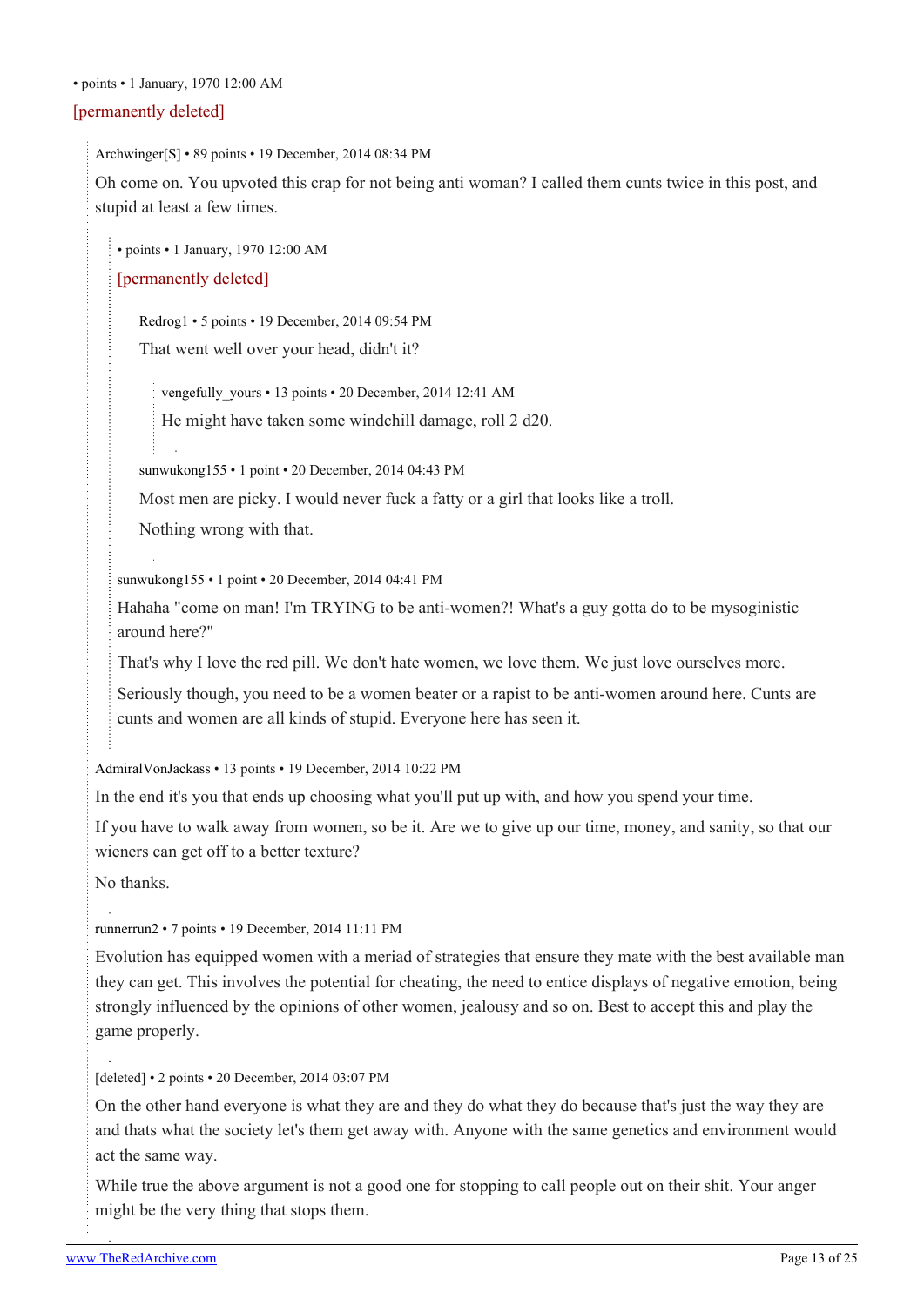• points • 1 January, 1970 12:00 AM

[permanently deleted]

Archwinger[S] • 89 points • 19 December, 2014 08:34 PM

Oh come on. You upvoted this crap for not being anti woman? I called them cunts twice in this post, and stupid at least a few times.

• points • 1 January, 1970 12:00 AM

[permanently deleted]

Redrog1 • 5 points • 19 December, 2014 09:54 PM

That went well over your head, didn't it?

vengefully_yours • 13 points • 20 December, 2014 12:41 AM

He might have taken some windchill damage, roll 2 d20.

sunwukong155 • 1 point • 20 December, 2014 04:43 PM

Most men are picky. I would never fuck a fatty or a girl that looks like a troll.

Nothing wrong with that.

sunwukong155 • 1 point • 20 December, 2014 04:41 PM

Hahaha "come on man! I'm TRYING to be anti-women?! What's a guy gotta do to be mysoginistic around here?"

That's why I love the red pill. We don't hate women, we love them. We just love ourselves more.

Seriously though, you need to be a women beater or a rapist to be anti-women around here. Cunts are cunts and women are all kinds of stupid. Everyone here has seen it.

AdmiralVonJackass • 13 points • 19 December, 2014 10:22 PM

In the end it's you that ends up choosing what you'll put up with, and how you spend your time.

If you have to walk away from women, so be it. Are we to give up our time, money, and sanity, so that our wieners can get off to a better texture?

No thanks.

runnerrun2 • 7 points • 19 December, 2014 11:11 PM

Evolution has equipped women with a meriad of strategies that ensure they mate with the best available man they can get. This involves the potential for cheating, the need to entice displays of negative emotion, being strongly influenced by the opinions of other women, jealousy and so on. Best to accept this and play the game properly.

[deleted] • 2 points • 20 December, 2014 03:07 PM

On the other hand everyone is what they are and they do what they do because that's just the way they are and thats what the society let's them get away with. Anyone with the same genetics and environment would act the same way.

While true the above argument is not a good one for stopping to call people out on their shit. Your anger might be the very thing that stops them.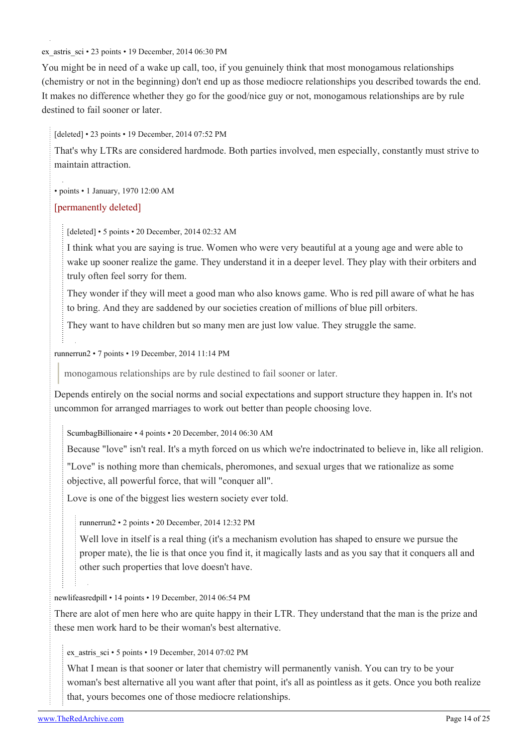ex_astris_sci • 23 points • 19 December, 2014 06:30 PM

You might be in need of a wake up call, too, if you genuinely think that most monogamous relationships (chemistry or not in the beginning) don't end up as those mediocre relationships you described towards the end. It makes no difference whether they go for the good/nice guy or not, monogamous relationships are by rule destined to fail sooner or later.

> [deleted] • 23 points • 19 December, 2014 07:52 PM
>
> That's why LTRs are considered hardmode. Both parties involved, men especially, constantly must strive to maintain attraction.
>
> • points • 1 January, 1970 12:00 AM
>
> [permanently deleted]
>
> > [deleted] • 5 points • 20 December, 2014 02:32 AM
> >
> > I think what you are saying is true. Women who were very beautiful at a young age and were able to wake up sooner realize the game. They understand it in a deeper level. They play with their orbiters and truly often feel sorry for them.
> >
> > They wonder if they will meet a good man who also knows game. Who is red pill aware of what he has to bring. And they are saddened by our societies creation of millions of blue pill orbiters.
> >
> > They want to have children but so many men are just low value. They struggle the same.
>
> runnerrun2 • 7 points • 19 December, 2014 11:14 PM
>
> > monogamous relationships are by rule destined to fail sooner or later.
>
> Depends entirely on the social norms and social expectations and support structure they happen in. It's not uncommon for arranged marriages to work out better than people choosing love.
>
> > ScumbagBillionaire • 4 points • 20 December, 2014 06:30 AM
> >
> > Because "love" isn't real. It's a myth forced on us which we're indoctrinated to believe in, like all religion.
> >
> > "Love" is nothing more than chemicals, pheromones, and sexual urges that we rationalize as some objective, all powerful force, that will "conquer all".
> >
> > Love is one of the biggest lies western society ever told.
> >
> > > runnerrun2 • 2 points • 20 December, 2014 12:32 PM
> > >
> > > Well love in itself is a real thing (it's a mechanism evolution has shaped to ensure we pursue the proper mate), the lie is that once you find it, it magically lasts and as you say that it conquers all and other such properties that love doesn't have.
>
> newlifeasredpill • 14 points • 19 December, 2014 06:54 PM
>
> There are alot of men here who are quite happy in their LTR. They understand that the man is the prize and these men work hard to be their woman's best alternative.
>
> > ex_astris_sci • 5 points • 19 December, 2014 07:02 PM
> >
> > What I mean is that sooner or later that chemistry will permanently vanish. You can try to be your woman's best alternative all you want after that point, it's all as pointless as it gets. Once you both realize that, yours becomes one of those mediocre relationships.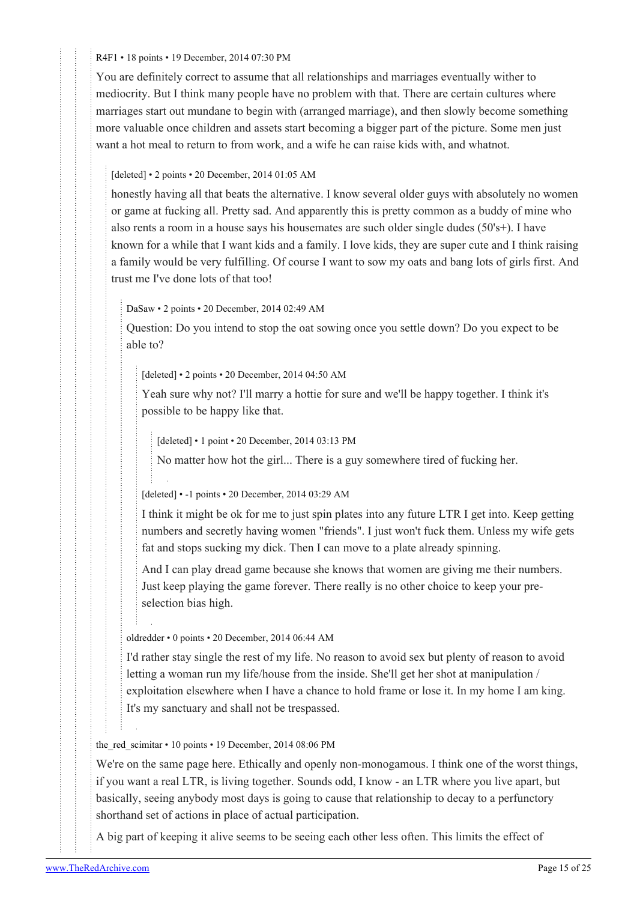R4F1 • 18 points • 19 December, 2014 07:30 PM

You are definitely correct to assume that all relationships and marriages eventually wither to mediocrity. But I think many people have no problem with that. There are certain cultures where marriages start out mundane to begin with (arranged marriage), and then slowly become something more valuable once children and assets start becoming a bigger part of the picture. Some men just want a hot meal to return to from work, and a wife he can raise kids with, and whatnot.

> [deleted] • 2 points • 20 December, 2014 01:05 AM
>
> honestly having all that beats the alternative. I know several older guys with absolutely no women or game at fucking all. Pretty sad. And apparently this is pretty common as a buddy of mine who also rents a room in a house says his housemates are such older single dudes (50's+). I have known for a while that I want kids and a family. I love kids, they are super cute and I think raising a family would be very fulfilling. Of course I want to sow my oats and bang lots of girls first. And trust me I've done lots of that too!
>
> > DaSaw • 2 points • 20 December, 2014 02:49 AM
> >
> > Question: Do you intend to stop the oat sowing once you settle down? Do you expect to be able to?
> >
> > > [deleted] • 2 points • 20 December, 2014 04:50 AM
> > >
> > > Yeah sure why not? I'll marry a hottie for sure and we'll be happy together. I think it's possible to be happy like that.
> > >
> > > > [deleted] • 1 point • 20 December, 2014 03:13 PM
> > > >
> > > > No matter how hot the girl... There is a guy somewhere tired of fucking her.
> > >
> > > [deleted] • -1 points • 20 December, 2014 03:29 AM
> > >
> > > I think it might be ok for me to just spin plates into any future LTR I get into. Keep getting numbers and secretly having women "friends". I just won't fuck them. Unless my wife gets fat and stops sucking my dick. Then I can move to a plate already spinning.
> > >
> > > And I can play dread game because she knows that women are giving me their numbers. Just keep playing the game forever. There really is no other choice to keep your pre-selection bias high.
> >
> > oldredder • 0 points • 20 December, 2014 06:44 AM
> >
> > I'd rather stay single the rest of my life. No reason to avoid sex but plenty of reason to avoid letting a woman run my life/house from the inside. She'll get her shot at manipulation / exploitation elsewhere when I have a chance to hold frame or lose it. In my home I am king. It's my sanctuary and shall not be trespassed.

the_red_scimitar • 10 points • 19 December, 2014 08:06 PM

We're on the same page here. Ethically and openly non-monogamous. I think one of the worst things, if you want a real LTR, is living together. Sounds odd, I know - an LTR where you live apart, but basically, seeing anybody most days is going to cause that relationship to decay to a perfunctory shorthand set of actions in place of actual participation.

A big part of keeping it alive seems to be seeing each other less often. This limits the effect of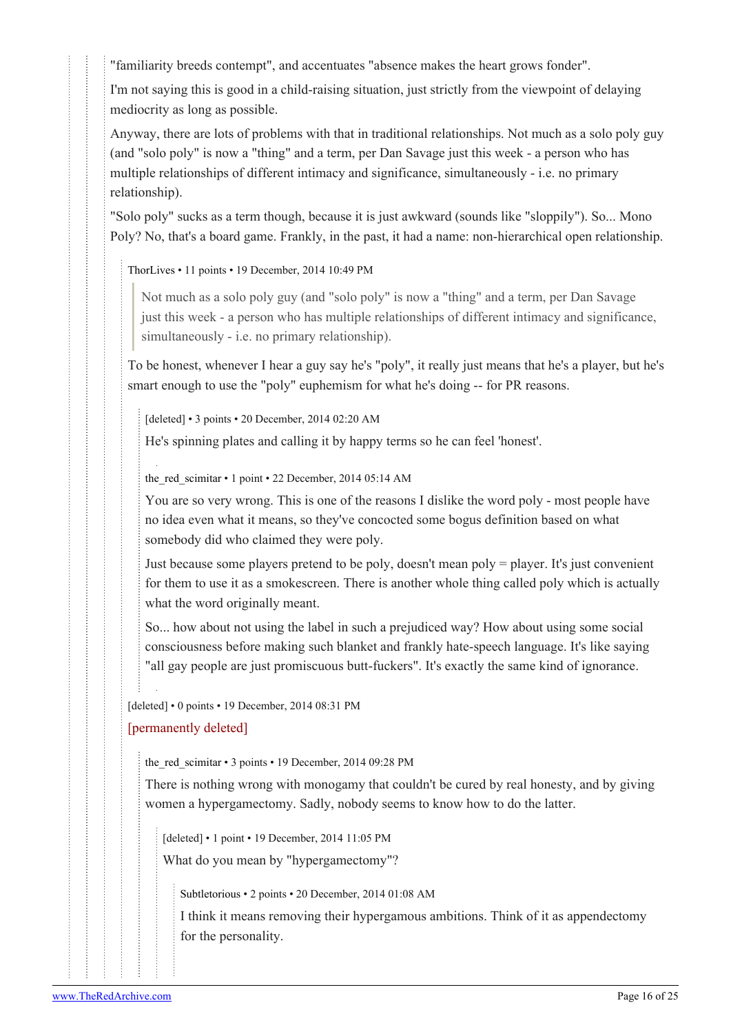"familiarity breeds contempt", and accentuates "absence makes the heart grows fonder".

I'm not saying this is good in a child-raising situation, just strictly from the viewpoint of delaying mediocrity as long as possible.

Anyway, there are lots of problems with that in traditional relationships. Not much as a solo poly guy (and "solo poly" is now a "thing" and a term, per Dan Savage just this week - a person who has multiple relationships of different intimacy and significance, simultaneously - i.e. no primary relationship).

"Solo poly" sucks as a term though, because it is just awkward (sounds like "sloppily"). So... Mono Poly? No, that's a board game. Frankly, in the past, it had a name: non-hierarchical open relationship.

ThorLives • 11 points • 19 December, 2014 10:49 PM

> Not much as a solo poly guy (and "solo poly" is now a "thing" and a term, per Dan Savage just this week - a person who has multiple relationships of different intimacy and significance, simultaneously - i.e. no primary relationship).

To be honest, whenever I hear a guy say he's "poly", it really just means that he's a player, but he's smart enough to use the "poly" euphemism for what he's doing -- for PR reasons.

[deleted] • 3 points • 20 December, 2014 02:20 AM

He's spinning plates and calling it by happy terms so he can feel 'honest'.

the_red_scimitar • 1 point • 22 December, 2014 05:14 AM

You are so very wrong. This is one of the reasons I dislike the word poly - most people have no idea even what it means, so they've concocted some bogus definition based on what somebody did who claimed they were poly.

Just because some players pretend to be poly, doesn't mean poly = player. It's just convenient for them to use it as a smokescreen. There is another whole thing called poly which is actually what the word originally meant.

So... how about not using the label in such a prejudiced way? How about using some social consciousness before making such blanket and frankly hate-speech language. It's like saying "all gay people are just promiscuous butt-fuckers". It's exactly the same kind of ignorance.

[deleted] • 0 points • 19 December, 2014 08:31 PM

[permanently deleted]

the_red_scimitar • 3 points • 19 December, 2014 09:28 PM

There is nothing wrong with monogamy that couldn't be cured by real honesty, and by giving women a hypergamectomy. Sadly, nobody seems to know how to do the latter.

[deleted] • 1 point • 19 December, 2014 11:05 PM

What do you mean by "hypergamectomy"?

Subtletorious • 2 points • 20 December, 2014 01:08 AM

I think it means removing their hypergamous ambitions. Think of it as appendectomy for the personality.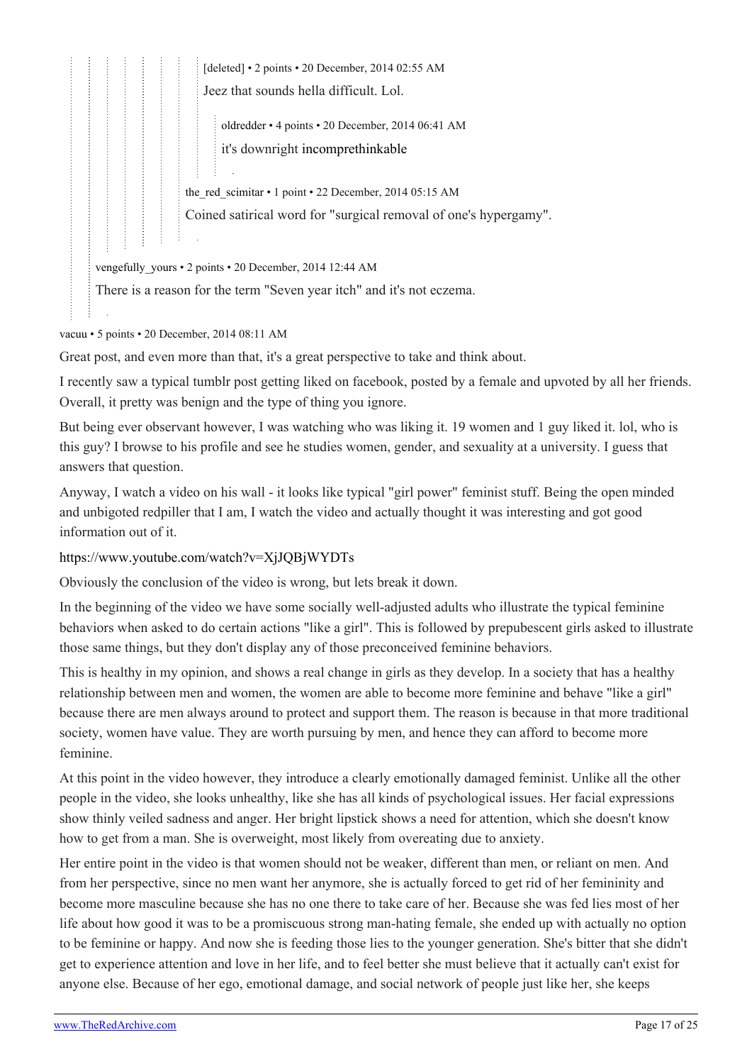[deleted] • 2 points • 20 December, 2014 02:55 AM

Jeez that sounds hella difficult. Lol.

oldredder • 4 points • 20 December, 2014 06:41 AM

it's downright incomprethinkable

the_red_scimitar • 1 point • 22 December, 2014 05:15 AM

Coined satirical word for "surgical removal of one's hypergamy".

vengefully_yours • 2 points • 20 December, 2014 12:44 AM

There is a reason for the term "Seven year itch" and it's not eczema.

vacuu • 5 points • 20 December, 2014 08:11 AM

Great post, and even more than that, it's a great perspective to take and think about.

I recently saw a typical tumblr post getting liked on facebook, posted by a female and upvoted by all her friends. Overall, it pretty was benign and the type of thing you ignore.

But being ever observant however, I was watching who was liking it. 19 women and 1 guy liked it. lol, who is this guy? I browse to his profile and see he studies women, gender, and sexuality at a university. I guess that answers that question.

Anyway, I watch a video on his wall - it looks like typical "girl power" feminist stuff. Being the open minded and unbigoted redpiller that I am, I watch the video and actually thought it was interesting and got good information out of it.

https://www.youtube.com/watch?v=XjJQBjWYDTs

Obviously the conclusion of the video is wrong, but lets break it down.

In the beginning of the video we have some socially well-adjusted adults who illustrate the typical feminine behaviors when asked to do certain actions "like a girl". This is followed by prepubescent girls asked to illustrate those same things, but they don't display any of those preconceived feminine behaviors.

This is healthy in my opinion, and shows a real change in girls as they develop. In a society that has a healthy relationship between men and women, the women are able to become more feminine and behave "like a girl" because there are men always around to protect and support them. The reason is because in that more traditional society, women have value. They are worth pursuing by men, and hence they can afford to become more feminine.

At this point in the video however, they introduce a clearly emotionally damaged feminist. Unlike all the other people in the video, she looks unhealthy, like she has all kinds of psychological issues. Her facial expressions show thinly veiled sadness and anger. Her bright lipstick shows a need for attention, which she doesn't know how to get from a man. She is overweight, most likely from overeating due to anxiety.

Her entire point in the video is that women should not be weaker, different than men, or reliant on men. And from her perspective, since no men want her anymore, she is actually forced to get rid of her femininity and become more masculine because she has no one there to take care of her. Because she was fed lies most of her life about how good it was to be a promiscuous strong man-hating female, she ended up with actually no option to be feminine or happy. And now she is feeding those lies to the younger generation. She's bitter that she didn't get to experience attention and love in her life, and to feel better she must believe that it actually can't exist for anyone else. Because of her ego, emotional damage, and social network of people just like her, she keeps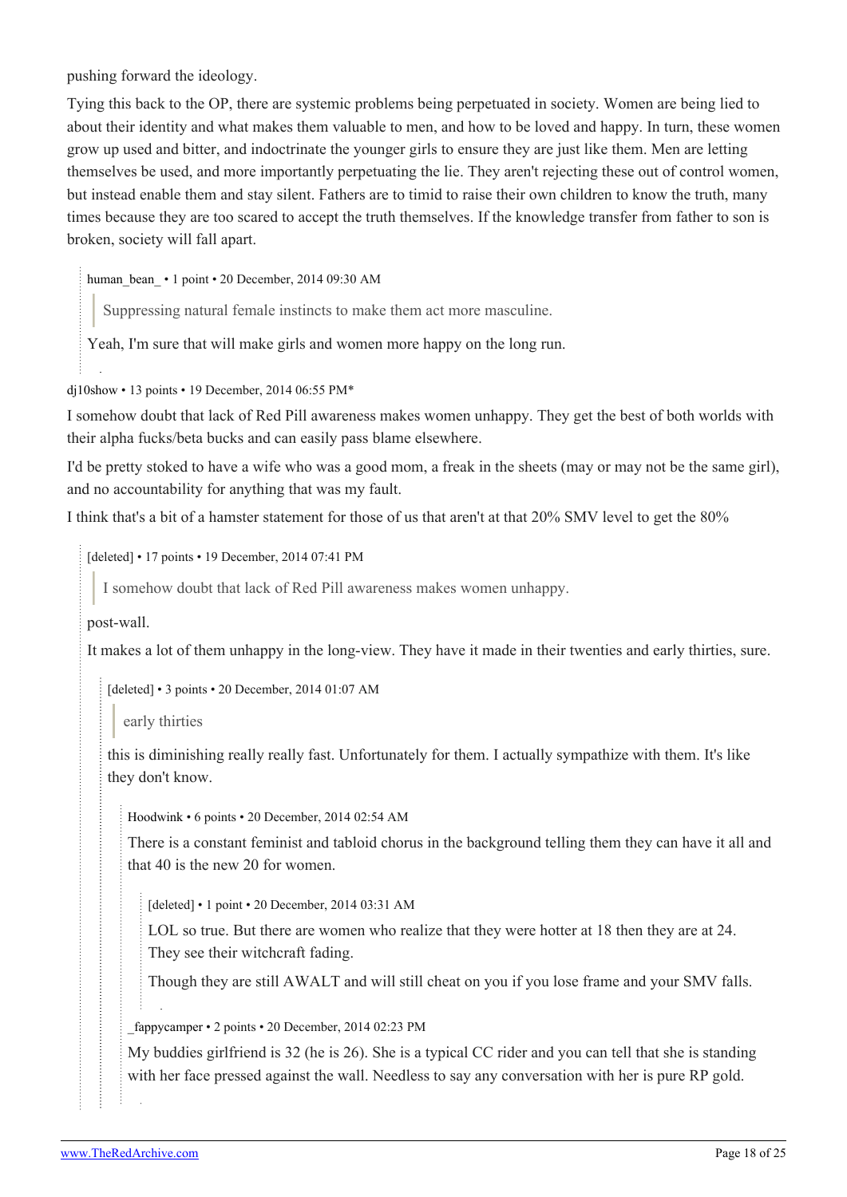pushing forward the ideology.

Tying this back to the OP, there are systemic problems being perpetuated in society. Women are being lied to about their identity and what makes them valuable to men, and how to be loved and happy. In turn, these women grow up used and bitter, and indoctrinate the younger girls to ensure they are just like them. Men are letting themselves be used, and more importantly perpetuating the lie. They aren't rejecting these out of control women, but instead enable them and stay silent. Fathers are to timid to raise their own children to know the truth, many times because they are too scared to accept the truth themselves. If the knowledge transfer from father to son is broken, society will fall apart.

human_bean_ • 1 point • 20 December, 2014 09:30 AM

> Suppressing natural female instincts to make them act more masculine.

Yeah, I'm sure that will make girls and women more happy on the long run.

dj10show • 13 points • 19 December, 2014 06:55 PM*

I somehow doubt that lack of Red Pill awareness makes women unhappy. They get the best of both worlds with their alpha fucks/beta bucks and can easily pass blame elsewhere.

I'd be pretty stoked to have a wife who was a good mom, a freak in the sheets (may or may not be the same girl), and no accountability for anything that was my fault.

I think that's a bit of a hamster statement for those of us that aren't at that 20% SMV level to get the 80%

[deleted] • 17 points • 19 December, 2014 07:41 PM

> I somehow doubt that lack of Red Pill awareness makes women unhappy.

post-wall.

It makes a lot of them unhappy in the long-view. They have it made in their twenties and early thirties, sure.

[deleted] • 3 points • 20 December, 2014 01:07 AM

> early thirties

this is diminishing really really fast. Unfortunately for them. I actually sympathize with them. It's like they don't know.

Hoodwink • 6 points • 20 December, 2014 02:54 AM

There is a constant feminist and tabloid chorus in the background telling them they can have it all and that 40 is the new 20 for women.

[deleted] • 1 point • 20 December, 2014 03:31 AM

LOL so true. But there are women who realize that they were hotter at 18 then they are at 24. They see their witchcraft fading.

Though they are still AWALT and will still cheat on you if you lose frame and your SMV falls.

_fappycamper • 2 points • 20 December, 2014 02:23 PM

My buddies girlfriend is 32 (he is 26). She is a typical CC rider and you can tell that she is standing with her face pressed against the wall. Needless to say any conversation with her is pure RP gold.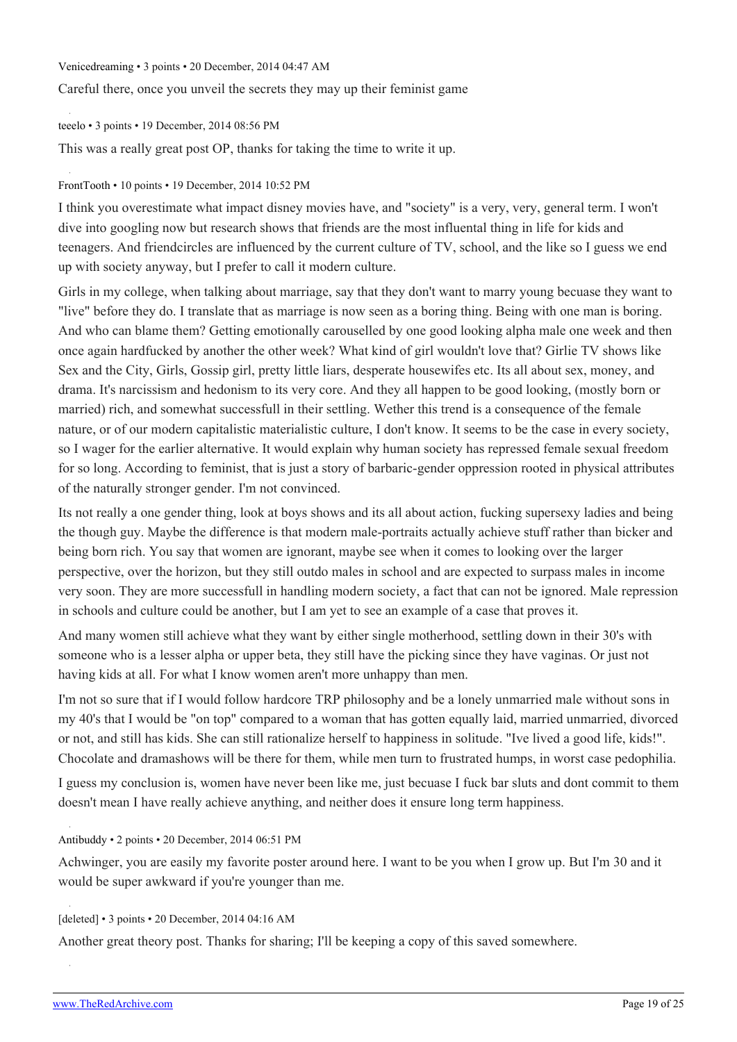Venicedreaming • 3 points • 20 December, 2014 04:47 AM

Careful there, once you unveil the secrets they may up their feminist game

teeelo • 3 points • 19 December, 2014 08:56 PM

This was a really great post OP, thanks for taking the time to write it up.

FrontTooth • 10 points • 19 December, 2014 10:52 PM

I think you overestimate what impact disney movies have, and "society" is a very, very, general term. I won't dive into googling now but research shows that friends are the most influental thing in life for kids and teenagers. And friendcircles are influenced by the current culture of TV, school, and the like so I guess we end up with society anyway, but I prefer to call it modern culture.

Girls in my college, when talking about marriage, say that they don't want to marry young becuase they want to "live" before they do. I translate that as marriage is now seen as a boring thing. Being with one man is boring. And who can blame them? Getting emotionally carouselled by one good looking alpha male one week and then once again hardfucked by another the other week? What kind of girl wouldn't love that? Girlie TV shows like Sex and the City, Girls, Gossip girl, pretty little liars, desperate housewifes etc. Its all about sex, money, and drama. It's narcissism and hedonism to its very core. And they all happen to be good looking, (mostly born or married) rich, and somewhat successfull in their settling. Wether this trend is a consequence of the female nature, or of our modern capitalistic materialistic culture, I don't know. It seems to be the case in every society, so I wager for the earlier alternative. It would explain why human society has repressed female sexual freedom for so long. According to feminist, that is just a story of barbaric-gender oppression rooted in physical attributes of the naturally stronger gender. I'm not convinced.

Its not really a one gender thing, look at boys shows and its all about action, fucking supersexy ladies and being the though guy. Maybe the difference is that modern male-portraits actually achieve stuff rather than bicker and being born rich. You say that women are ignorant, maybe see when it comes to looking over the larger perspective, over the horizon, but they still outdo males in school and are expected to surpass males in income very soon. They are more successfull in handling modern society, a fact that can not be ignored. Male repression in schools and culture could be another, but I am yet to see an example of a case that proves it.

And many women still achieve what they want by either single motherhood, settling down in their 30's with someone who is a lesser alpha or upper beta, they still have the picking since they have vaginas. Or just not having kids at all. For what I know women aren't more unhappy than men.

I'm not so sure that if I would follow hardcore TRP philosophy and be a lonely unmarried male without sons in my 40's that I would be "on top" compared to a woman that has gotten equally laid, married unmarried, divorced or not, and still has kids. She can still rationalize herself to happiness in solitude. "Ive lived a good life, kids!". Chocolate and dramashows will be there for them, while men turn to frustrated humps, in worst case pedophilia.

I guess my conclusion is, women have never been like me, just becuase I fuck bar sluts and dont commit to them doesn't mean I have really achieve anything, and neither does it ensure long term happiness.

Antibuddy • 2 points • 20 December, 2014 06:51 PM

Achwinger, you are easily my favorite poster around here. I want to be you when I grow up. But I'm 30 and it would be super awkward if you're younger than me.

[deleted] • 3 points • 20 December, 2014 04:16 AM

Another great theory post. Thanks for sharing; I'll be keeping a copy of this saved somewhere.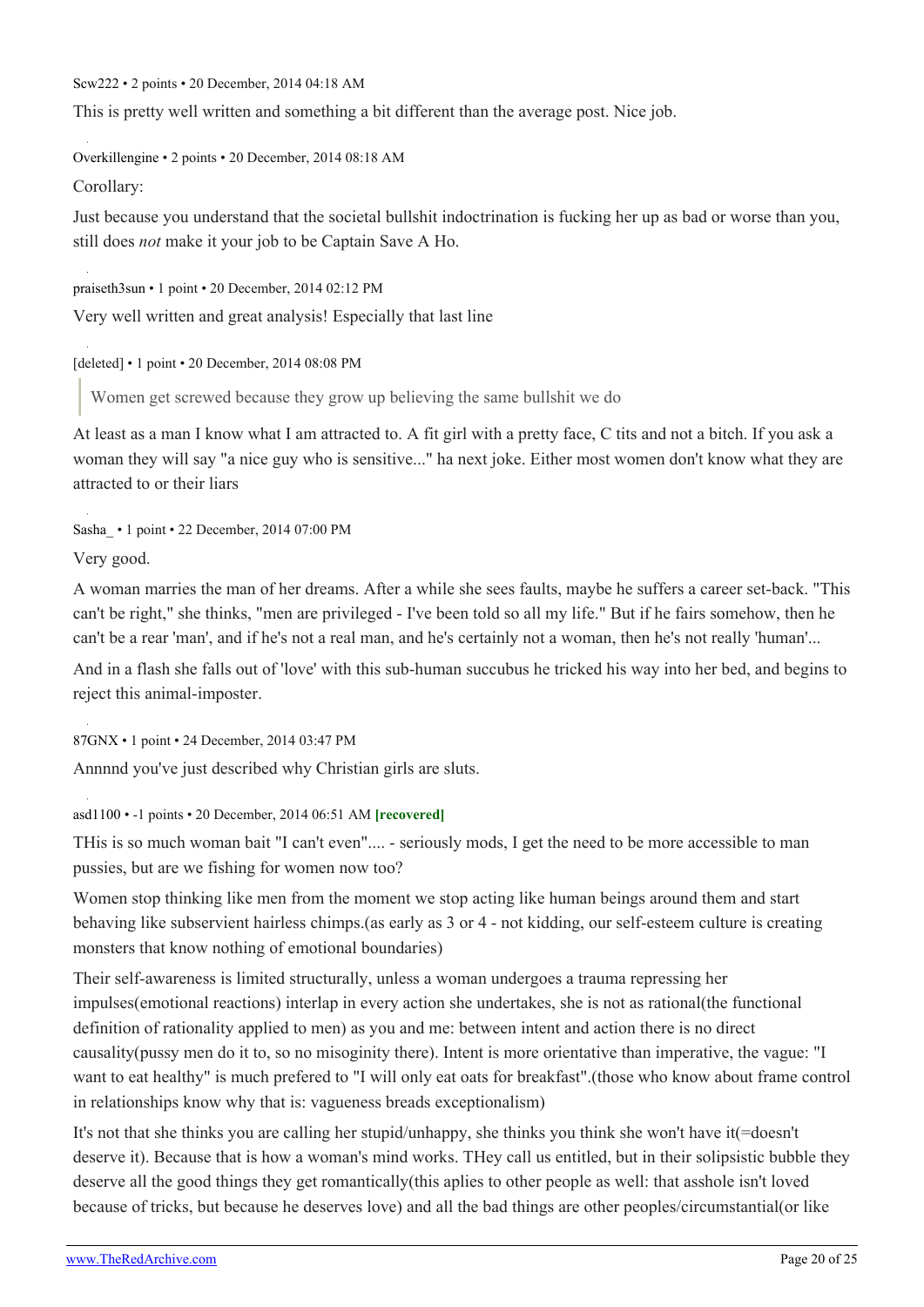Scw222 • 2 points • 20 December, 2014 04:18 AM

This is pretty well written and something a bit different than the average post. Nice job.

Overkillengine • 2 points • 20 December, 2014 08:18 AM

Corollary:

Just because you understand that the societal bullshit indoctrination is fucking her up as bad or worse than you, still does *not* make it your job to be Captain Save A Ho.

praiseth3sun • 1 point • 20 December, 2014 02:12 PM

Very well written and great analysis! Especially that last line

[deleted] • 1 point • 20 December, 2014 08:08 PM

> Women get screwed because they grow up believing the same bullshit we do

At least as a man I know what I am attracted to. A fit girl with a pretty face, C tits and not a bitch. If you ask a woman they will say "a nice guy who is sensitive..." ha next joke. Either most women don't know what they are attracted to or their liars

Sasha_ • 1 point • 22 December, 2014 07:00 PM

Very good.

A woman marries the man of her dreams. After a while she sees faults, maybe he suffers a career set-back. "This can't be right," she thinks, "men are privileged - I've been told so all my life." But if he fairs somehow, then he can't be a rear 'man', and if he's not a real man, and he's certainly not a woman, then he's not really 'human'...

And in a flash she falls out of 'love' with this sub-human succubus he tricked his way into her bed, and begins to reject this animal-imposter.

87GNX • 1 point • 24 December, 2014 03:47 PM

Annnnd you've just described why Christian girls are sluts.

asd1100 • -1 points • 20 December, 2014 06:51 AM **[recovered]**

THis is so much woman bait "I can't even".... - seriously mods, I get the need to be more accessible to man pussies, but are we fishing for women now too?

Women stop thinking like men from the moment we stop acting like human beings around them and start behaving like subservient hairless chimps.(as early as 3 or 4 - not kidding, our self-esteem culture is creating monsters that know nothing of emotional boundaries)

Their self-awareness is limited structurally, unless a woman undergoes a trauma repressing her impulses(emotional reactions) interlap in every action she undertakes, she is not as rational(the functional definition of rationality applied to men) as you and me: between intent and action there is no direct causality(pussy men do it to, so no misoginity there). Intent is more orientative than imperative, the vague: "I want to eat healthy" is much prefered to "I will only eat oats for breakfast".(those who know about frame control in relationships know why that is: vagueness breads exceptionalism)

It's not that she thinks you are calling her stupid/unhappy, she thinks you think she won't have it(=doesn't deserve it). Because that is how a woman's mind works. THey call us entitled, but in their solipsistic bubble they deserve all the good things they get romantically(this aplies to other people as well: that asshole isn't loved because of tricks, but because he deserves love) and all the bad things are other peoples/circumstantial(or like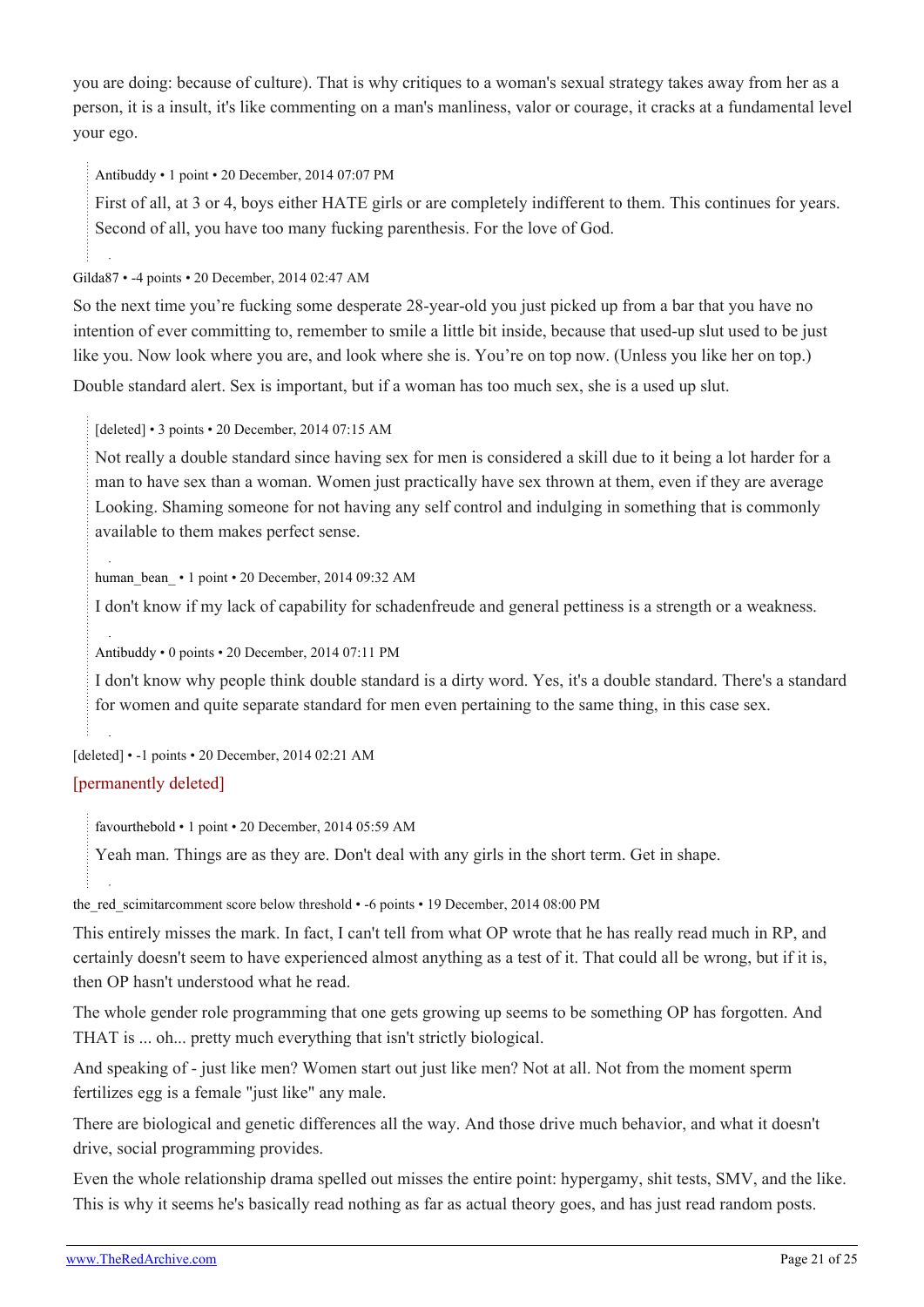you are doing: because of culture). That is why critiques to a woman's sexual strategy takes away from her as a person, it is a insult, it's like commenting on a man's manliness, valor or courage, it cracks at a fundamental level your ego.

> Antibuddy • 1 point • 20 December, 2014 07:07 PM
>
> First of all, at 3 or 4, boys either HATE girls or are completely indifferent to them. This continues for years. Second of all, you have too many fucking parenthesis. For the love of God.

Gilda87 • -4 points • 20 December, 2014 02:47 AM

So the next time you're fucking some desperate 28-year-old you just picked up from a bar that you have no intention of ever committing to, remember to smile a little bit inside, because that used-up slut used to be just like you. Now look where you are, and look where she is. You're on top now. (Unless you like her on top.)

Double standard alert. Sex is important, but if a woman has too much sex, she is a used up slut.

> [deleted] • 3 points • 20 December, 2014 07:15 AM
>
> Not really a double standard since having sex for men is considered a skill due to it being a lot harder for a man to have sex than a woman. Women just practically have sex thrown at them, even if they are average Looking. Shaming someone for not having any self control and indulging in something that is commonly available to them makes perfect sense.

> human_bean_ • 1 point • 20 December, 2014 09:32 AM
>
> I don't know if my lack of capability for schadenfreude and general pettiness is a strength or a weakness.

> Antibuddy • 0 points • 20 December, 2014 07:11 PM
>
> I don't know why people think double standard is a dirty word. Yes, it's a double standard. There's a standard for women and quite separate standard for men even pertaining to the same thing, in this case sex.

[deleted] • -1 points • 20 December, 2014 02:21 AM

[permanently deleted]

> favourthebold • 1 point • 20 December, 2014 05:59 AM
>
> Yeah man. Things are as they are. Don't deal with any girls in the short term. Get in shape.

the_red_scimitarcomment score below threshold • -6 points • 19 December, 2014 08:00 PM

This entirely misses the mark. In fact, I can't tell from what OP wrote that he has really read much in RP, and certainly doesn't seem to have experienced almost anything as a test of it. That could all be wrong, but if it is, then OP hasn't understood what he read.

The whole gender role programming that one gets growing up seems to be something OP has forgotten. And THAT is ... oh... pretty much everything that isn't strictly biological.

And speaking of - just like men? Women start out just like men? Not at all. Not from the moment sperm fertilizes egg is a female "just like" any male.

There are biological and genetic differences all the way. And those drive much behavior, and what it doesn't drive, social programming provides.

Even the whole relationship drama spelled out misses the entire point: hypergamy, shit tests, SMV, and the like. This is why it seems he's basically read nothing as far as actual theory goes, and has just read random posts.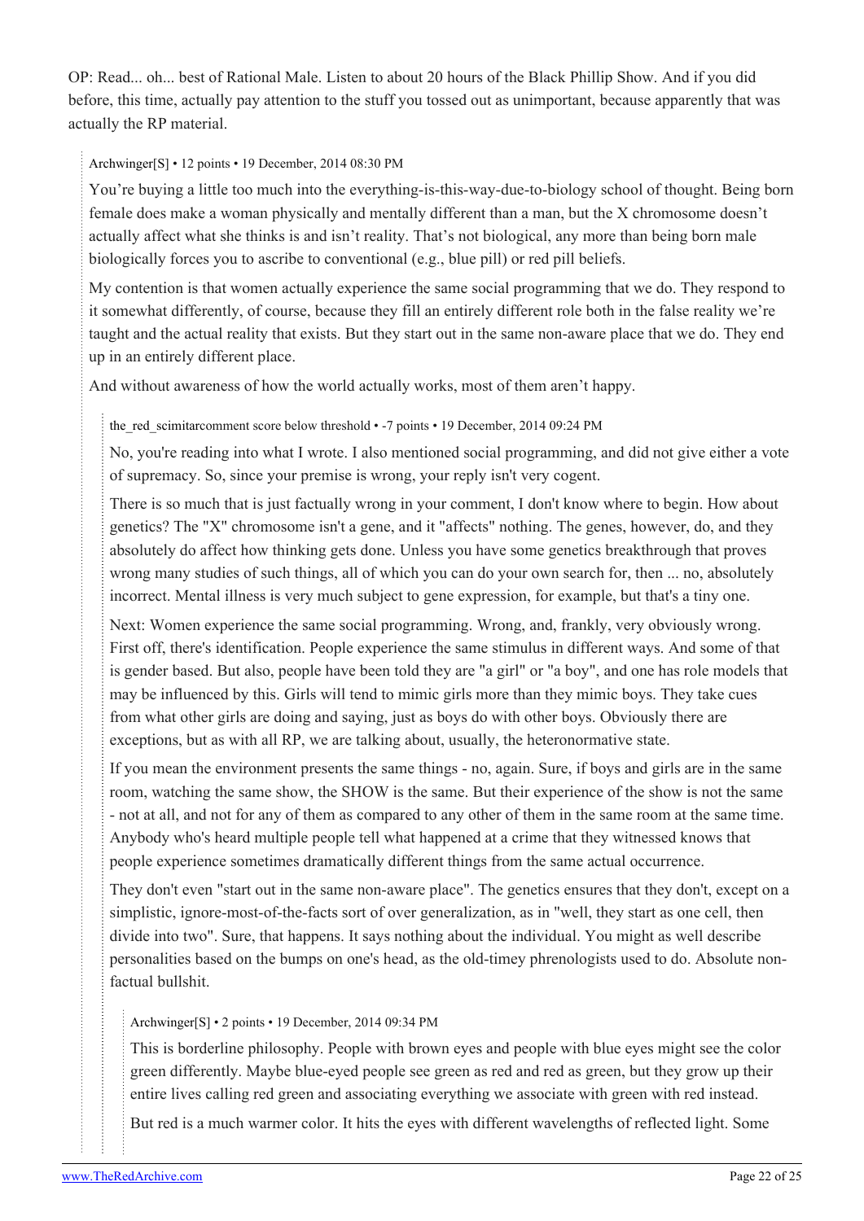OP: Read... oh... best of Rational Male. Listen to about 20 hours of the Black Phillip Show. And if you did before, this time, actually pay attention to the stuff you tossed out as unimportant, because apparently that was actually the RP material.

> Archwinger[S] • 12 points • 19 December, 2014 08:30 PM
>
> You're buying a little too much into the everything-is-this-way-due-to-biology school of thought. Being born female does make a woman physically and mentally different than a man, but the X chromosome doesn't actually affect what she thinks is and isn't reality. That's not biological, any more than being born male biologically forces you to ascribe to conventional (e.g., blue pill) or red pill beliefs.
>
> My contention is that women actually experience the same social programming that we do. They respond to it somewhat differently, of course, because they fill an entirely different role both in the false reality we're taught and the actual reality that exists. But they start out in the same non-aware place that we do. They end up in an entirely different place.
>
> And without awareness of how the world actually works, most of them aren't happy.
>
> > the_red_scimitarcomment score below threshold • -7 points • 19 December, 2014 09:24 PM
> >
> > No, you're reading into what I wrote. I also mentioned social programming, and did not give either a vote of supremacy. So, since your premise is wrong, your reply isn't very cogent.
> >
> > There is so much that is just factually wrong in your comment, I don't know where to begin. How about genetics? The "X" chromosome isn't a gene, and it "affects" nothing. The genes, however, do, and they absolutely do affect how thinking gets done. Unless you have some genetics breakthrough that proves wrong many studies of such things, all of which you can do your own search for, then ... no, absolutely incorrect. Mental illness is very much subject to gene expression, for example, but that's a tiny one.
> >
> > Next: Women experience the same social programming. Wrong, and, frankly, very obviously wrong. First off, there's identification. People experience the same stimulus in different ways. And some of that is gender based. But also, people have been told they are "a girl" or "a boy", and one has role models that may be influenced by this. Girls will tend to mimic girls more than they mimic boys. They take cues from what other girls are doing and saying, just as boys do with other boys. Obviously there are exceptions, but as with all RP, we are talking about, usually, the heteronormative state.
> >
> > If you mean the environment presents the same things - no, again. Sure, if boys and girls are in the same room, watching the same show, the SHOW is the same. But their experience of the show is not the same - not at all, and not for any of them as compared to any other of them in the same room at the same time. Anybody who's heard multiple people tell what happened at a crime that they witnessed knows that people experience sometimes dramatically different things from the same actual occurrence.
> >
> > They don't even "start out in the same non-aware place". The genetics ensures that they don't, except on a simplistic, ignore-most-of-the-facts sort of over generalization, as in "well, they start as one cell, then divide into two". Sure, that happens. It says nothing about the individual. You might as well describe personalities based on the bumps on one's head, as the old-timey phrenologists used to do. Absolute non-factual bullshit.
> >
> > > Archwinger[S] • 2 points • 19 December, 2014 09:34 PM
> > >
> > > This is borderline philosophy. People with brown eyes and people with blue eyes might see the color green differently. Maybe blue-eyed people see green as red and red as green, but they grow up their entire lives calling red green and associating everything we associate with green with red instead.
> > >
> > > But red is a much warmer color. It hits the eyes with different wavelengths of reflected light. Some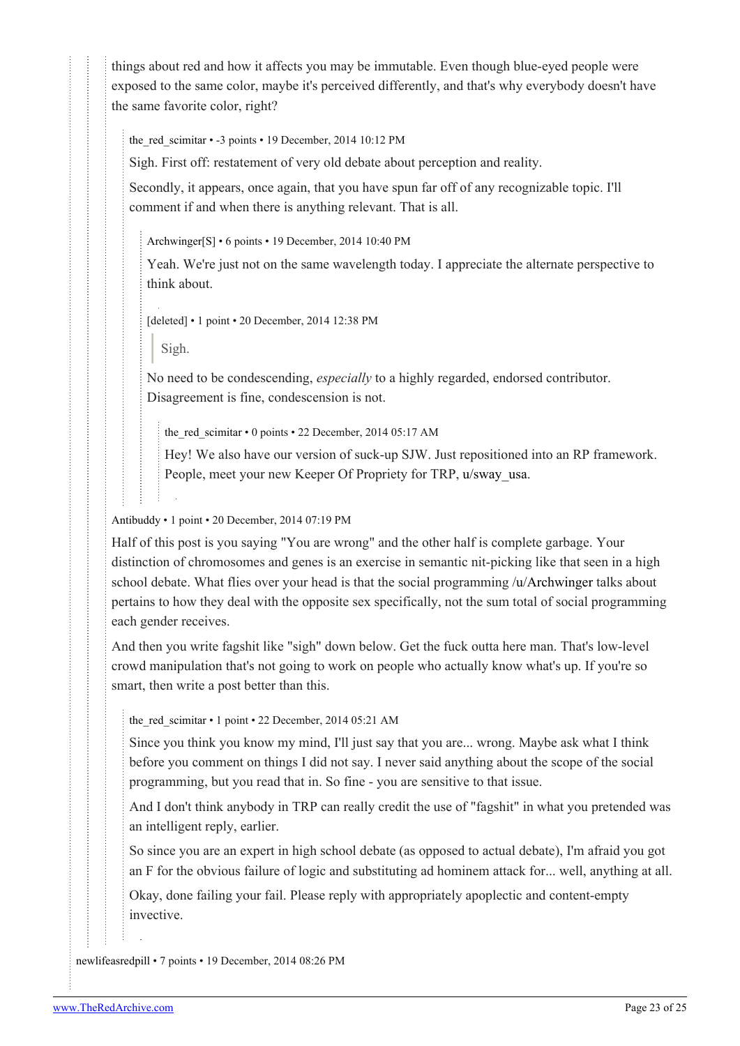things about red and how it affects you may be immutable. Even though blue-eyed people were exposed to the same color, maybe it's perceived differently, and that's why everybody doesn't have the same favorite color, right?

the_red_scimitar • -3 points • 19 December, 2014 10:12 PM

Sigh. First off: restatement of very old debate about perception and reality.

Secondly, it appears, once again, that you have spun far off of any recognizable topic. I'll comment if and when there is anything relevant. That is all.

Archwinger[S] • 6 points • 19 December, 2014 10:40 PM

Yeah. We're just not on the same wavelength today. I appreciate the alternate perspective to think about.

[deleted] • 1 point • 20 December, 2014 12:38 PM

> Sigh.

No need to be condescending, *especially* to a highly regarded, endorsed contributor. Disagreement is fine, condescension is not.

the_red_scimitar • 0 points • 22 December, 2014 05:17 AM

Hey! We also have our version of suck-up SJW. Just repositioned into an RP framework. People, meet your new Keeper Of Propriety for TRP, u/sway_usa.

Antibuddy • 1 point • 20 December, 2014 07:19 PM

Half of this post is you saying "You are wrong" and the other half is complete garbage. Your distinction of chromosomes and genes is an exercise in semantic nit-picking like that seen in a high school debate. What flies over your head is that the social programming /u/Archwinger talks about pertains to how they deal with the opposite sex specifically, not the sum total of social programming each gender receives.

And then you write fagshit like "sigh" down below. Get the fuck outta here man. That's low-level crowd manipulation that's not going to work on people who actually know what's up. If you're so smart, then write a post better than this.

the_red_scimitar • 1 point • 22 December, 2014 05:21 AM

Since you think you know my mind, I'll just say that you are... wrong. Maybe ask what I think before you comment on things I did not say. I never said anything about the scope of the social programming, but you read that in. So fine - you are sensitive to that issue.

And I don't think anybody in TRP can really credit the use of "fagshit" in what you pretended was an intelligent reply, earlier.

So since you are an expert in high school debate (as opposed to actual debate), I'm afraid you got an F for the obvious failure of logic and substituting ad hominem attack for... well, anything at all.

Okay, done failing your fail. Please reply with appropriately apoplectic and content-empty invective.

newlifeasredpill • 7 points • 19 December, 2014 08:26 PM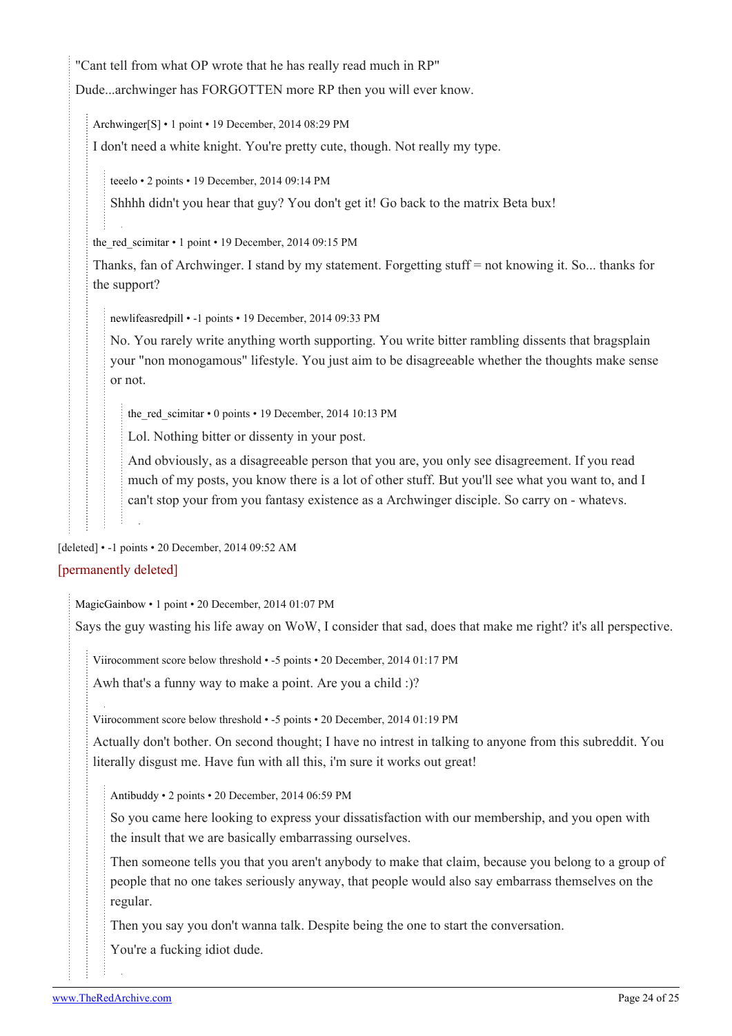"Cant tell from what OP wrote that he has really read much in RP"

Dude...archwinger has FORGOTTEN more RP then you will ever know.

> Archwinger[S] • 1 point • 19 December, 2014 08:29 PM
>
> I don't need a white knight. You're pretty cute, though. Not really my type.
>
> > teeelo • 2 points • 19 December, 2014 09:14 PM
> >
> > Shhhh didn't you hear that guy? You don't get it! Go back to the matrix Beta bux!
>
> the_red_scimitar • 1 point • 19 December, 2014 09:15 PM
>
> Thanks, fan of Archwinger. I stand by my statement. Forgetting stuff = not knowing it. So... thanks for the support?
>
> > newlifeasredpill • -1 points • 19 December, 2014 09:33 PM
> >
> > No. You rarely write anything worth supporting. You write bitter rambling dissents that bragsplain your "non monogamous" lifestyle. You just aim to be disagreeable whether the thoughts make sense or not.
> >
> > > the_red_scimitar • 0 points • 19 December, 2014 10:13 PM
> > >
> > > Lol. Nothing bitter or dissenty in your post.
> > >
> > > And obviously, as a disagreeable person that you are, you only see disagreement. If you read much of my posts, you know there is a lot of other stuff. But you'll see what you want to, and I can't stop your from you fantasy existence as a Archwinger disciple. So carry on - whatevs.

[deleted] • -1 points • 20 December, 2014 09:52 AM

[permanently deleted]

> MagicGainbow • 1 point • 20 December, 2014 01:07 PM
>
> Says the guy wasting his life away on WoW, I consider that sad, does that make me right? it's all perspective.
>
> > Viirocomment score below threshold • -5 points • 20 December, 2014 01:17 PM
> >
> > Awh that's a funny way to make a point. Are you a child :)?
> >
> > Viirocomment score below threshold • -5 points • 20 December, 2014 01:19 PM
> >
> > Actually don't bother. On second thought; I have no intrest in talking to anyone from this subreddit. You literally disgust me. Have fun with all this, i'm sure it works out great!
> >
> > > Antibuddy • 2 points • 20 December, 2014 06:59 PM
> > >
> > > So you came here looking to express your dissatisfaction with our membership, and you open with the insult that we are basically embarrassing ourselves.
> > >
> > > Then someone tells you that you aren't anybody to make that claim, because you belong to a group of people that no one takes seriously anyway, that people would also say embarrass themselves on the regular.
> > >
> > > Then you say you don't wanna talk. Despite being the one to start the conversation.
> > >
> > > You're a fucking idiot dude.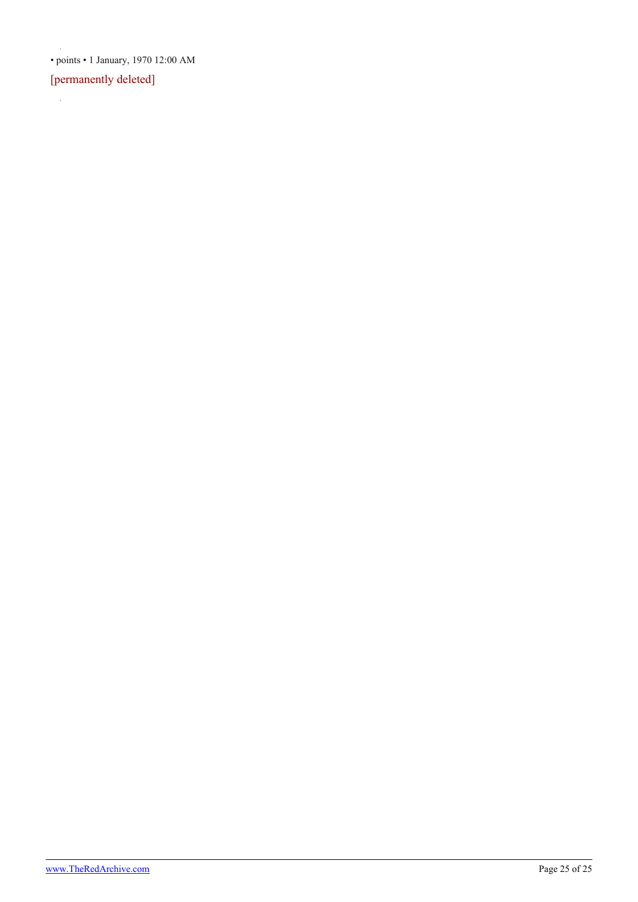• points • 1 January, 1970 12:00 AM

[permanently deleted]